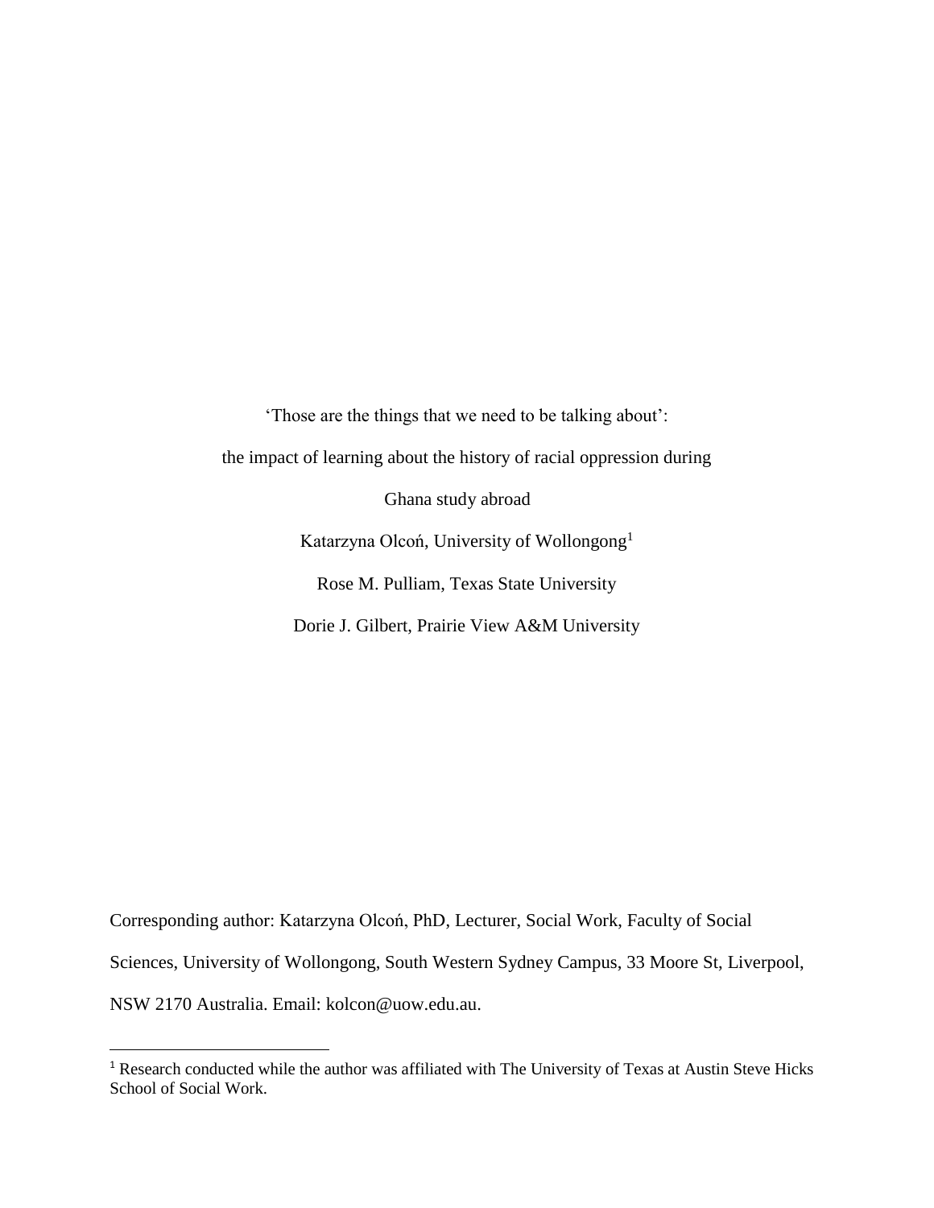# 'Those are the things that we need to be talking about': the impact of learning about the history of racial oppression during Ghana study abroad

Katarzyna Olcoń, University of Wollongong[1]

Rose M. Pulliam, Texas State University

Dorie J. Gilbert, Prairie View A&M University

Corresponding author: Katarzyna Olcoń, PhD, Lecturer, Social Work, Faculty of Social Sciences, University of Wollongong, South Western Sydney Campus, 33 Moore St, Liverpool, NSW 2170 Australia. Email: kolcon@uow.edu.au.

[1] Research conducted while the author was affiliated with The University of Texas at Austin Steve Hicks School of Social Work.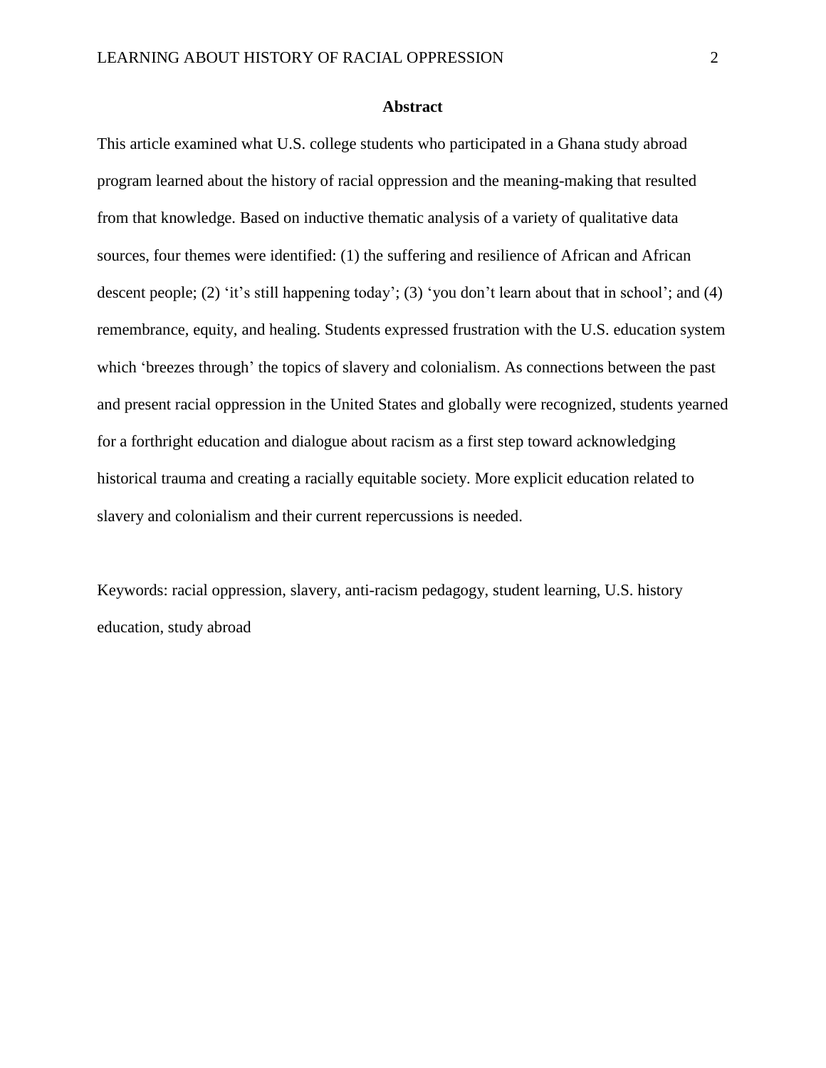## Abstract

This article examined what U.S. college students who participated in a Ghana study abroad program learned about the history of racial oppression and the meaning-making that resulted from that knowledge. Based on inductive thematic analysis of a variety of qualitative data sources, four themes were identified: (1) the suffering and resilience of African and African descent people; (2) 'it's still happening today'; (3) 'you don't learn about that in school'; and (4) remembrance, equity, and healing. Students expressed frustration with the U.S. education system which 'breezes through' the topics of slavery and colonialism. As connections between the past and present racial oppression in the United States and globally were recognized, students yearned for a forthright education and dialogue about racism as a first step toward acknowledging historical trauma and creating a racially equitable society. More explicit education related to slavery and colonialism and their current repercussions is needed.

Keywords: racial oppression, slavery, anti-racism pedagogy, student learning, U.S. history education, study abroad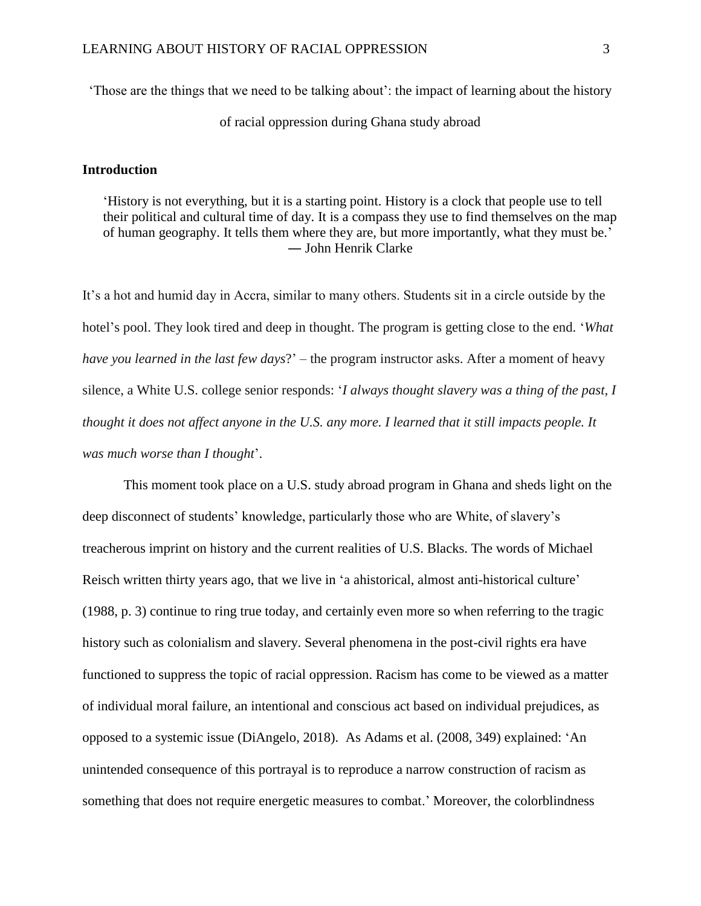'Those are the things that we need to be talking about': the impact of learning about the history of racial oppression during Ghana study abroad

## Introduction

> 'History is not everything, but it is a starting point. History is a clock that people use to tell their political and cultural time of day. It is a compass they use to find themselves on the map of human geography. It tells them where they are, but more importantly, what they must be.'
> ― John Henrik Clarke

It's a hot and humid day in Accra, similar to many others. Students sit in a circle outside by the hotel's pool. They look tired and deep in thought. The program is getting close to the end. '*What have you learned in the last few days*?' – the program instructor asks. After a moment of heavy silence, a White U.S. college senior responds: '*I always thought slavery was a thing of the past, I thought it does not affect anyone in the U.S. any more. I learned that it still impacts people. It was much worse than I thought*'.

This moment took place on a U.S. study abroad program in Ghana and sheds light on the deep disconnect of students' knowledge, particularly those who are White, of slavery's treacherous imprint on history and the current realities of U.S. Blacks. The words of Michael Reisch written thirty years ago, that we live in 'a ahistorical, almost anti-historical culture' (1988, p. 3) continue to ring true today, and certainly even more so when referring to the tragic history such as colonialism and slavery. Several phenomena in the post-civil rights era have functioned to suppress the topic of racial oppression. Racism has come to be viewed as a matter of individual moral failure, an intentional and conscious act based on individual prejudices, as opposed to a systemic issue (DiAngelo, 2018). As Adams et al. (2008, 349) explained: 'An unintended consequence of this portrayal is to reproduce a narrow construction of racism as something that does not require energetic measures to combat.' Moreover, the colorblindness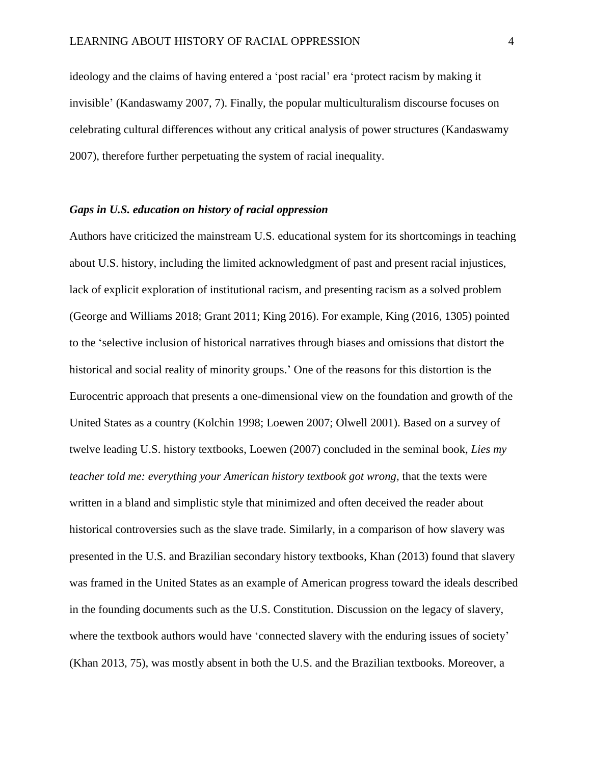ideology and the claims of having entered a 'post racial' era 'protect racism by making it invisible' (Kandaswamy 2007, 7). Finally, the popular multiculturalism discourse focuses on celebrating cultural differences without any critical analysis of power structures (Kandaswamy 2007), therefore further perpetuating the system of racial inequality.

### *Gaps in U.S. education on history of racial oppression*

Authors have criticized the mainstream U.S. educational system for its shortcomings in teaching about U.S. history, including the limited acknowledgment of past and present racial injustices, lack of explicit exploration of institutional racism, and presenting racism as a solved problem (George and Williams 2018; Grant 2011; King 2016). For example, King (2016, 1305) pointed to the 'selective inclusion of historical narratives through biases and omissions that distort the historical and social reality of minority groups.' One of the reasons for this distortion is the Eurocentric approach that presents a one-dimensional view on the foundation and growth of the United States as a country (Kolchin 1998; Loewen 2007; Olwell 2001). Based on a survey of twelve leading U.S. history textbooks, Loewen (2007) concluded in the seminal book, *Lies my teacher told me: everything your American history textbook got wrong*, that the texts were written in a bland and simplistic style that minimized and often deceived the reader about historical controversies such as the slave trade. Similarly, in a comparison of how slavery was presented in the U.S. and Brazilian secondary history textbooks, Khan (2013) found that slavery was framed in the United States as an example of American progress toward the ideals described in the founding documents such as the U.S. Constitution. Discussion on the legacy of slavery, where the textbook authors would have 'connected slavery with the enduring issues of society' (Khan 2013, 75), was mostly absent in both the U.S. and the Brazilian textbooks. Moreover, a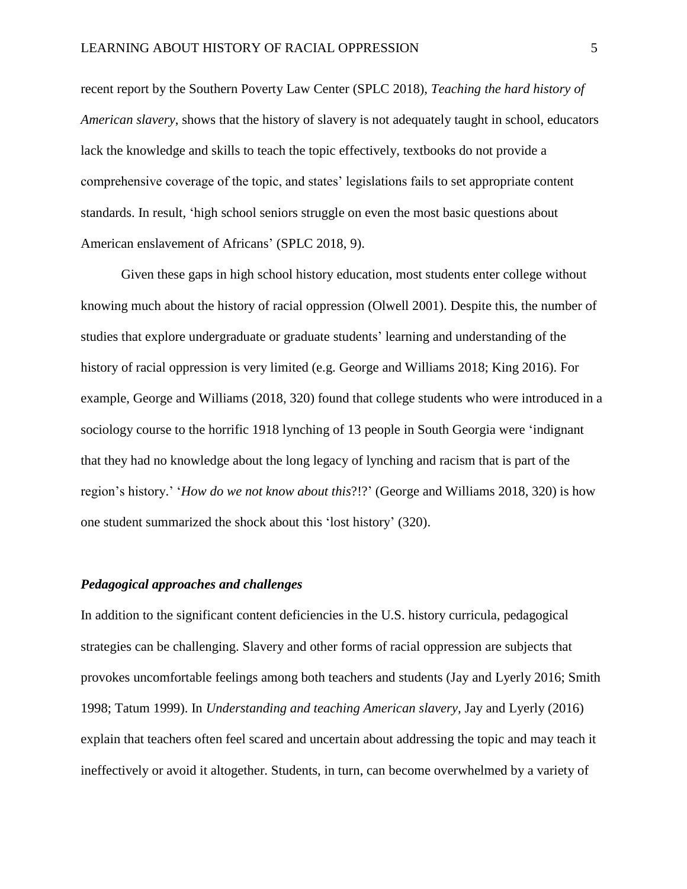recent report by the Southern Poverty Law Center (SPLC 2018), *Teaching the hard history of American slavery*, shows that the history of slavery is not adequately taught in school, educators lack the knowledge and skills to teach the topic effectively, textbooks do not provide a comprehensive coverage of the topic, and states' legislations fails to set appropriate content standards. In result, 'high school seniors struggle on even the most basic questions about American enslavement of Africans' (SPLC 2018, 9).

Given these gaps in high school history education, most students enter college without knowing much about the history of racial oppression (Olwell 2001). Despite this, the number of studies that explore undergraduate or graduate students' learning and understanding of the history of racial oppression is very limited (e.g. George and Williams 2018; King 2016). For example, George and Williams (2018, 320) found that college students who were introduced in a sociology course to the horrific 1918 lynching of 13 people in South Georgia were 'indignant that they had no knowledge about the long legacy of lynching and racism that is part of the region's history.' '*How do we not know about this*?!?' (George and Williams 2018, 320) is how one student summarized the shock about this 'lost history' (320).

### *Pedagogical approaches and challenges*

In addition to the significant content deficiencies in the U.S. history curricula, pedagogical strategies can be challenging. Slavery and other forms of racial oppression are subjects that provokes uncomfortable feelings among both teachers and students (Jay and Lyerly 2016; Smith 1998; Tatum 1999). In *Understanding and teaching American slavery*, Jay and Lyerly (2016) explain that teachers often feel scared and uncertain about addressing the topic and may teach it ineffectively or avoid it altogether. Students, in turn, can become overwhelmed by a variety of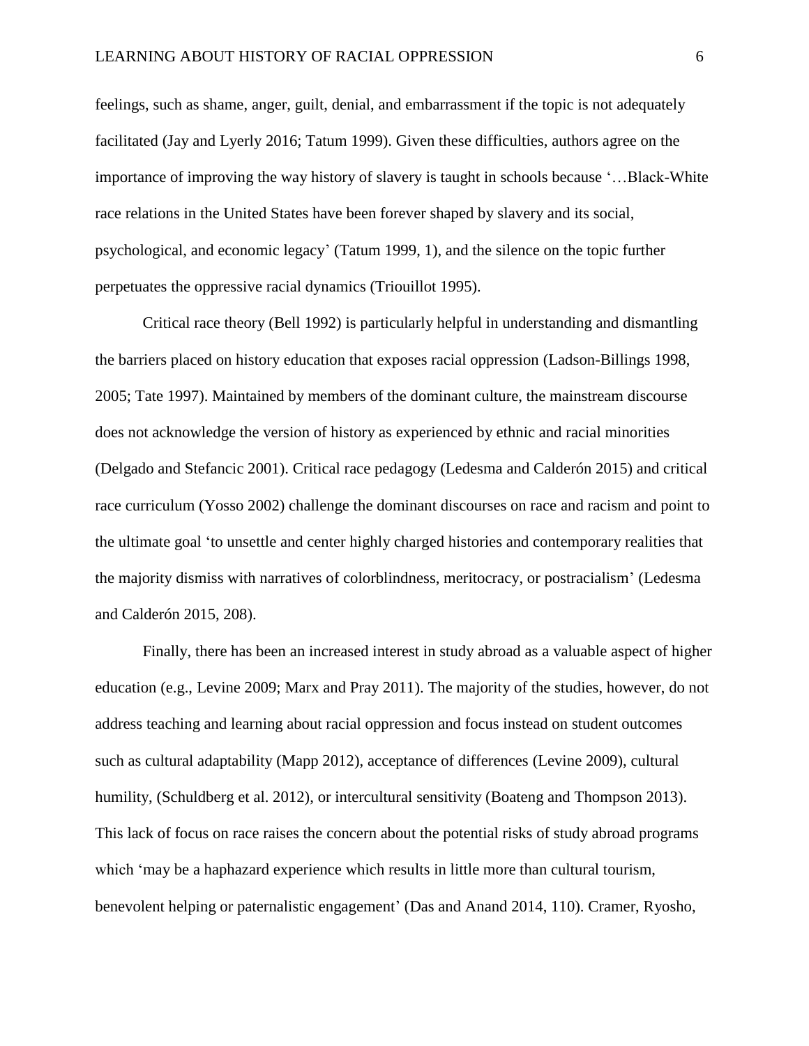feelings, such as shame, anger, guilt, denial, and embarrassment if the topic is not adequately facilitated (Jay and Lyerly 2016; Tatum 1999). Given these difficulties, authors agree on the importance of improving the way history of slavery is taught in schools because '…Black-White race relations in the United States have been forever shaped by slavery and its social, psychological, and economic legacy' (Tatum 1999, 1), and the silence on the topic further perpetuates the oppressive racial dynamics (Triouillot 1995).

Critical race theory (Bell 1992) is particularly helpful in understanding and dismantling the barriers placed on history education that exposes racial oppression (Ladson-Billings 1998, 2005; Tate 1997). Maintained by members of the dominant culture, the mainstream discourse does not acknowledge the version of history as experienced by ethnic and racial minorities (Delgado and Stefancic 2001). Critical race pedagogy (Ledesma and Calderón 2015) and critical race curriculum (Yosso 2002) challenge the dominant discourses on race and racism and point to the ultimate goal 'to unsettle and center highly charged histories and contemporary realities that the majority dismiss with narratives of colorblindness, meritocracy, or postracialism' (Ledesma and Calderón 2015, 208).

Finally, there has been an increased interest in study abroad as a valuable aspect of higher education (e.g., Levine 2009; Marx and Pray 2011). The majority of the studies, however, do not address teaching and learning about racial oppression and focus instead on student outcomes such as cultural adaptability (Mapp 2012), acceptance of differences (Levine 2009), cultural humility, (Schuldberg et al. 2012), or intercultural sensitivity (Boateng and Thompson 2013). This lack of focus on race raises the concern about the potential risks of study abroad programs which 'may be a haphazard experience which results in little more than cultural tourism, benevolent helping or paternalistic engagement' (Das and Anand 2014, 110). Cramer, Ryosho,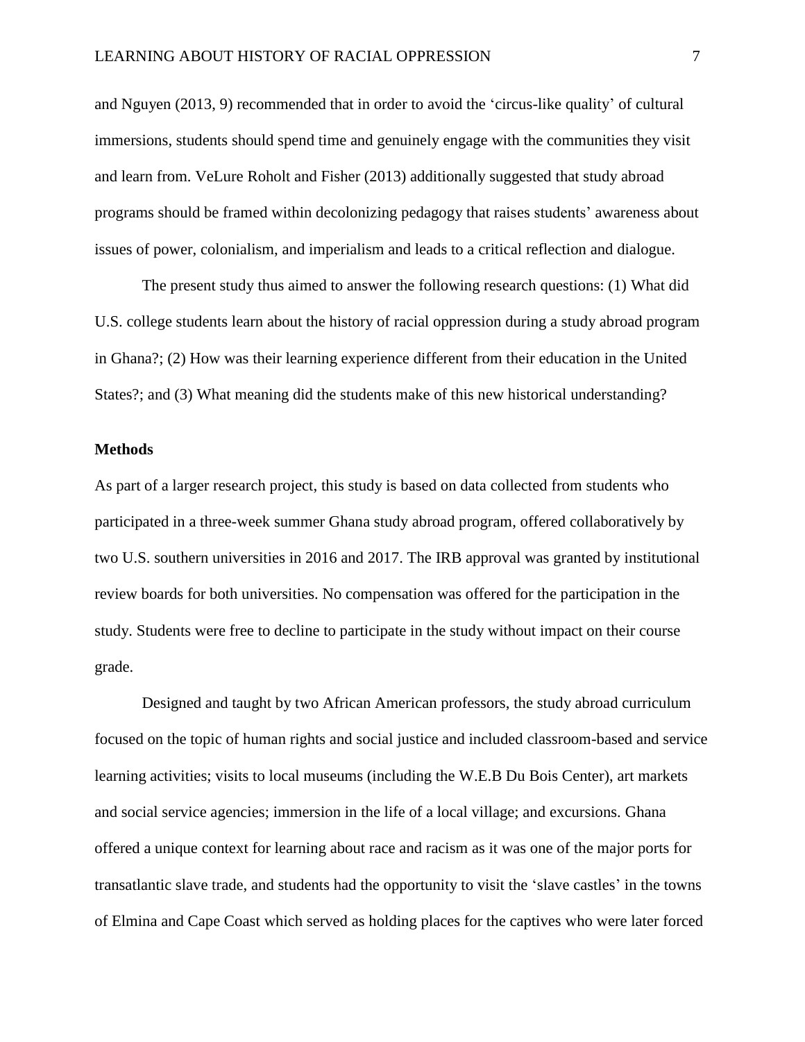and Nguyen (2013, 9) recommended that in order to avoid the 'circus-like quality' of cultural immersions, students should spend time and genuinely engage with the communities they visit and learn from. VeLure Roholt and Fisher (2013) additionally suggested that study abroad programs should be framed within decolonizing pedagogy that raises students' awareness about issues of power, colonialism, and imperialism and leads to a critical reflection and dialogue.

The present study thus aimed to answer the following research questions: (1) What did U.S. college students learn about the history of racial oppression during a study abroad program in Ghana?; (2) How was their learning experience different from their education in the United States?; and (3) What meaning did the students make of this new historical understanding?

## Methods

As part of a larger research project, this study is based on data collected from students who participated in a three-week summer Ghana study abroad program, offered collaboratively by two U.S. southern universities in 2016 and 2017. The IRB approval was granted by institutional review boards for both universities. No compensation was offered for the participation in the study. Students were free to decline to participate in the study without impact on their course grade.

Designed and taught by two African American professors, the study abroad curriculum focused on the topic of human rights and social justice and included classroom-based and service learning activities; visits to local museums (including the W.E.B Du Bois Center), art markets and social service agencies; immersion in the life of a local village; and excursions. Ghana offered a unique context for learning about race and racism as it was one of the major ports for transatlantic slave trade, and students had the opportunity to visit the 'slave castles' in the towns of Elmina and Cape Coast which served as holding places for the captives who were later forced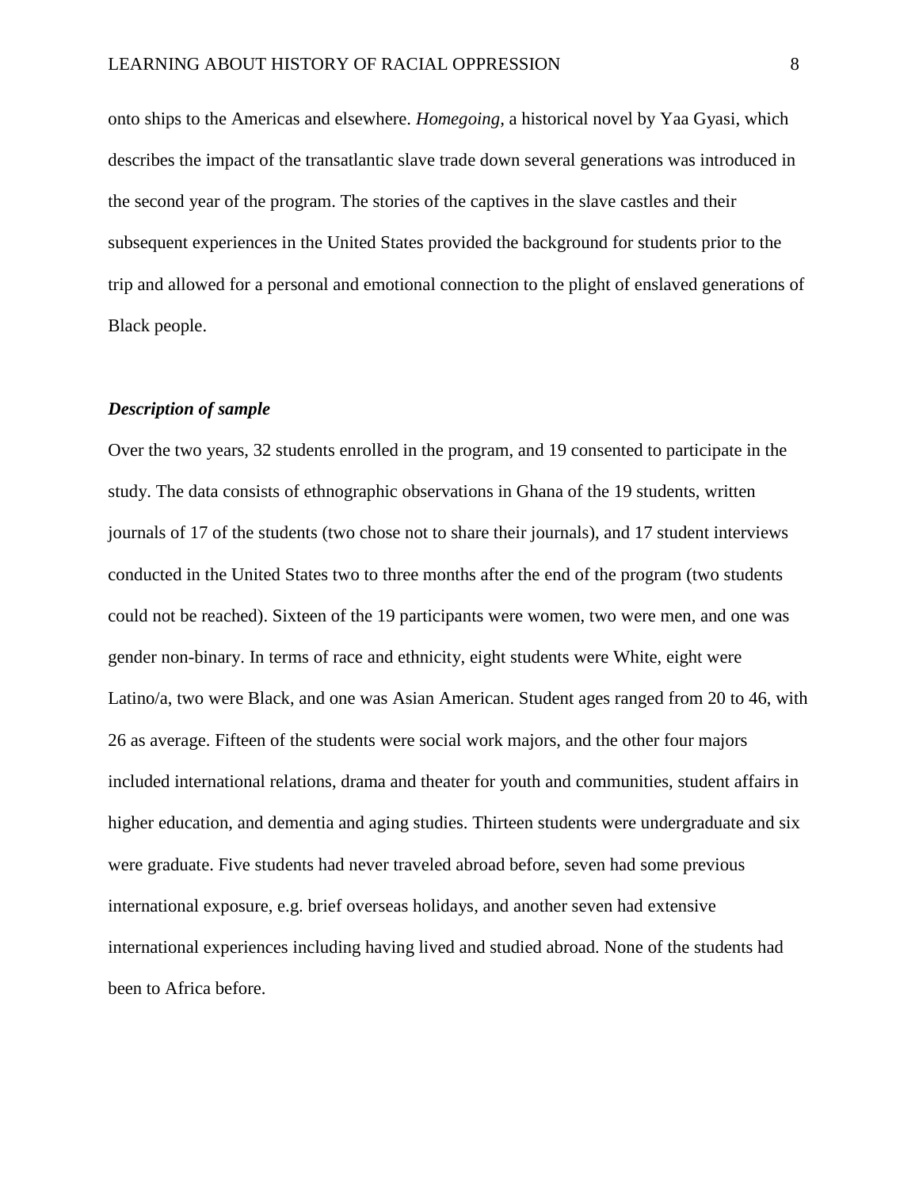onto ships to the Americas and elsewhere. *Homegoing*, a historical novel by Yaa Gyasi, which describes the impact of the transatlantic slave trade down several generations was introduced in the second year of the program. The stories of the captives in the slave castles and their subsequent experiences in the United States provided the background for students prior to the trip and allowed for a personal and emotional connection to the plight of enslaved generations of Black people.

### ***Description of sample***

Over the two years, 32 students enrolled in the program, and 19 consented to participate in the study. The data consists of ethnographic observations in Ghana of the 19 students, written journals of 17 of the students (two chose not to share their journals), and 17 student interviews conducted in the United States two to three months after the end of the program (two students could not be reached). Sixteen of the 19 participants were women, two were men, and one was gender non-binary. In terms of race and ethnicity, eight students were White, eight were Latino/a, two were Black, and one was Asian American. Student ages ranged from 20 to 46, with 26 as average. Fifteen of the students were social work majors, and the other four majors included international relations, drama and theater for youth and communities, student affairs in higher education, and dementia and aging studies. Thirteen students were undergraduate and six were graduate. Five students had never traveled abroad before, seven had some previous international exposure, e.g. brief overseas holidays, and another seven had extensive international experiences including having lived and studied abroad. None of the students had been to Africa before.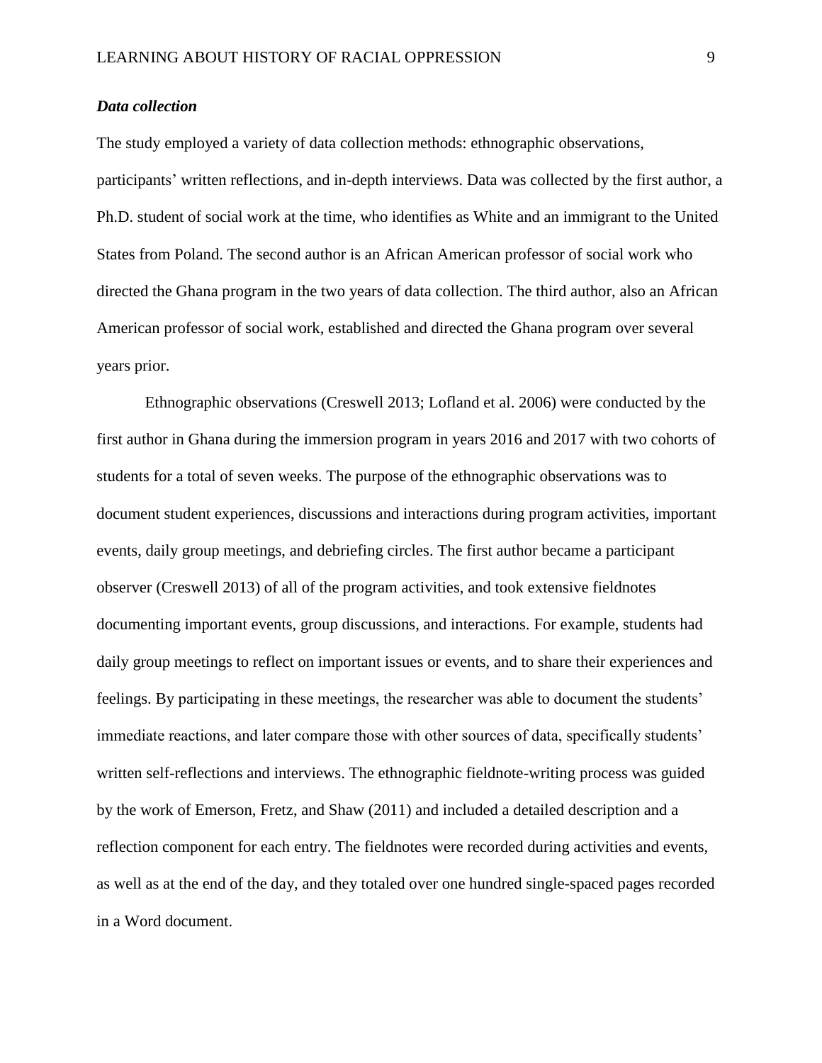### *Data collection*

The study employed a variety of data collection methods: ethnographic observations, participants' written reflections, and in-depth interviews. Data was collected by the first author, a Ph.D. student of social work at the time, who identifies as White and an immigrant to the United States from Poland. The second author is an African American professor of social work who directed the Ghana program in the two years of data collection. The third author, also an African American professor of social work, established and directed the Ghana program over several years prior.

Ethnographic observations (Creswell 2013; Lofland et al. 2006) were conducted by the first author in Ghana during the immersion program in years 2016 and 2017 with two cohorts of students for a total of seven weeks. The purpose of the ethnographic observations was to document student experiences, discussions and interactions during program activities, important events, daily group meetings, and debriefing circles. The first author became a participant observer (Creswell 2013) of all of the program activities, and took extensive fieldnotes documenting important events, group discussions, and interactions. For example, students had daily group meetings to reflect on important issues or events, and to share their experiences and feelings. By participating in these meetings, the researcher was able to document the students' immediate reactions, and later compare those with other sources of data, specifically students' written self-reflections and interviews. The ethnographic fieldnote-writing process was guided by the work of Emerson, Fretz, and Shaw (2011) and included a detailed description and a reflection component for each entry. The fieldnotes were recorded during activities and events, as well as at the end of the day, and they totaled over one hundred single-spaced pages recorded in a Word document.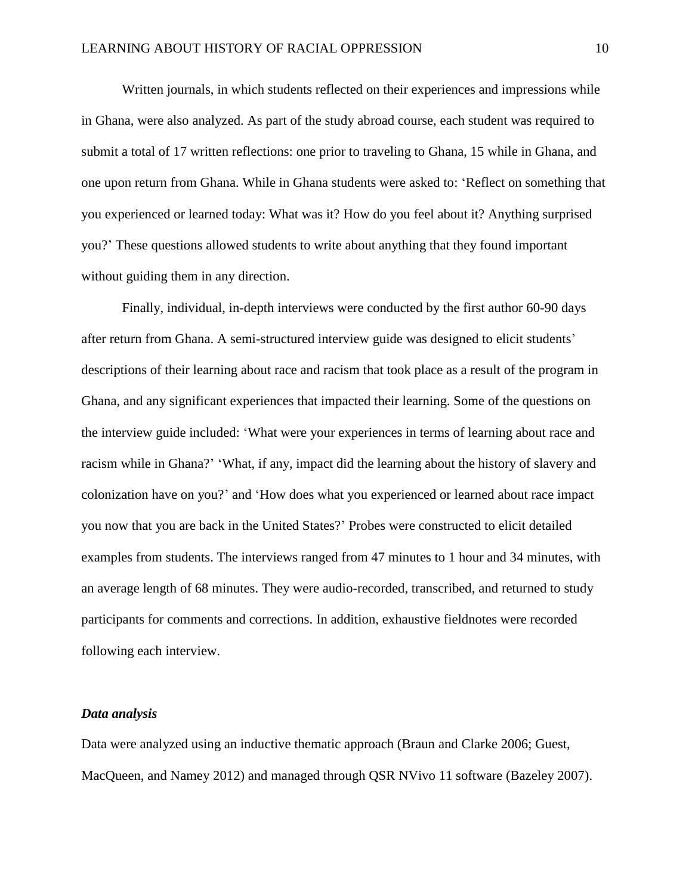Written journals, in which students reflected on their experiences and impressions while in Ghana, were also analyzed. As part of the study abroad course, each student was required to submit a total of 17 written reflections: one prior to traveling to Ghana, 15 while in Ghana, and one upon return from Ghana. While in Ghana students were asked to: 'Reflect on something that you experienced or learned today: What was it? How do you feel about it? Anything surprised you?' These questions allowed students to write about anything that they found important without guiding them in any direction.

Finally, individual, in-depth interviews were conducted by the first author 60-90 days after return from Ghana. A semi-structured interview guide was designed to elicit students' descriptions of their learning about race and racism that took place as a result of the program in Ghana, and any significant experiences that impacted their learning. Some of the questions on the interview guide included: 'What were your experiences in terms of learning about race and racism while in Ghana?' 'What, if any, impact did the learning about the history of slavery and colonization have on you?' and 'How does what you experienced or learned about race impact you now that you are back in the United States?' Probes were constructed to elicit detailed examples from students. The interviews ranged from 47 minutes to 1 hour and 34 minutes, with an average length of 68 minutes. They were audio-recorded, transcribed, and returned to study participants for comments and corrections. In addition, exhaustive fieldnotes were recorded following each interview.

### *Data analysis*

Data were analyzed using an inductive thematic approach (Braun and Clarke 2006; Guest, MacQueen, and Namey 2012) and managed through QSR NVivo 11 software (Bazeley 2007).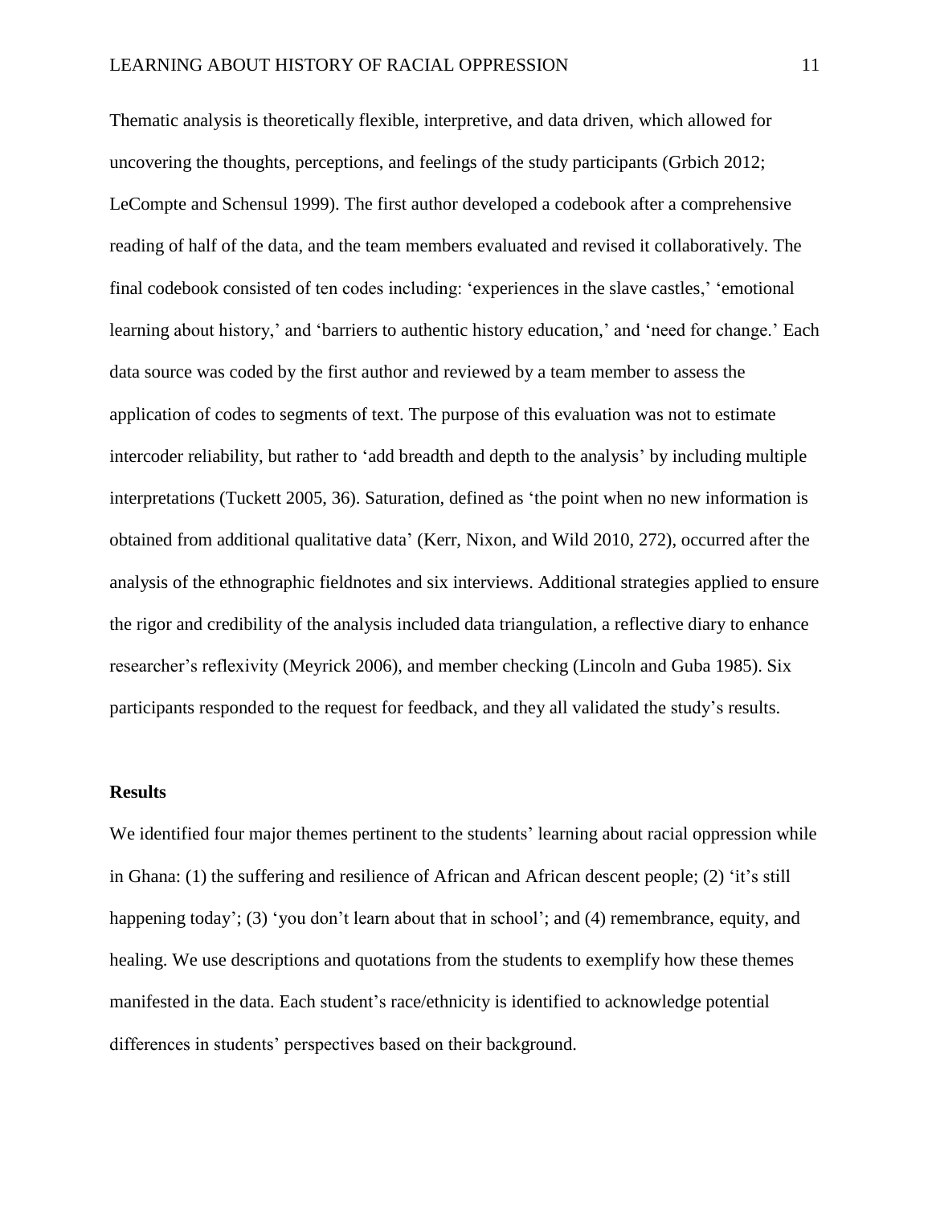Thematic analysis is theoretically flexible, interpretive, and data driven, which allowed for uncovering the thoughts, perceptions, and feelings of the study participants (Grbich 2012; LeCompte and Schensul 1999). The first author developed a codebook after a comprehensive reading of half of the data, and the team members evaluated and revised it collaboratively. The final codebook consisted of ten codes including: 'experiences in the slave castles,' 'emotional learning about history,' and 'barriers to authentic history education,' and 'need for change.' Each data source was coded by the first author and reviewed by a team member to assess the application of codes to segments of text. The purpose of this evaluation was not to estimate intercoder reliability, but rather to 'add breadth and depth to the analysis' by including multiple interpretations (Tuckett 2005, 36). Saturation, defined as 'the point when no new information is obtained from additional qualitative data' (Kerr, Nixon, and Wild 2010, 272), occurred after the analysis of the ethnographic fieldnotes and six interviews. Additional strategies applied to ensure the rigor and credibility of the analysis included data triangulation, a reflective diary to enhance researcher's reflexivity (Meyrick 2006), and member checking (Lincoln and Guba 1985). Six participants responded to the request for feedback, and they all validated the study's results.

## Results

We identified four major themes pertinent to the students' learning about racial oppression while in Ghana: (1) the suffering and resilience of African and African descent people; (2) 'it's still happening today'; (3) 'you don't learn about that in school'; and (4) remembrance, equity, and healing. We use descriptions and quotations from the students to exemplify how these themes manifested in the data. Each student's race/ethnicity is identified to acknowledge potential differences in students' perspectives based on their background.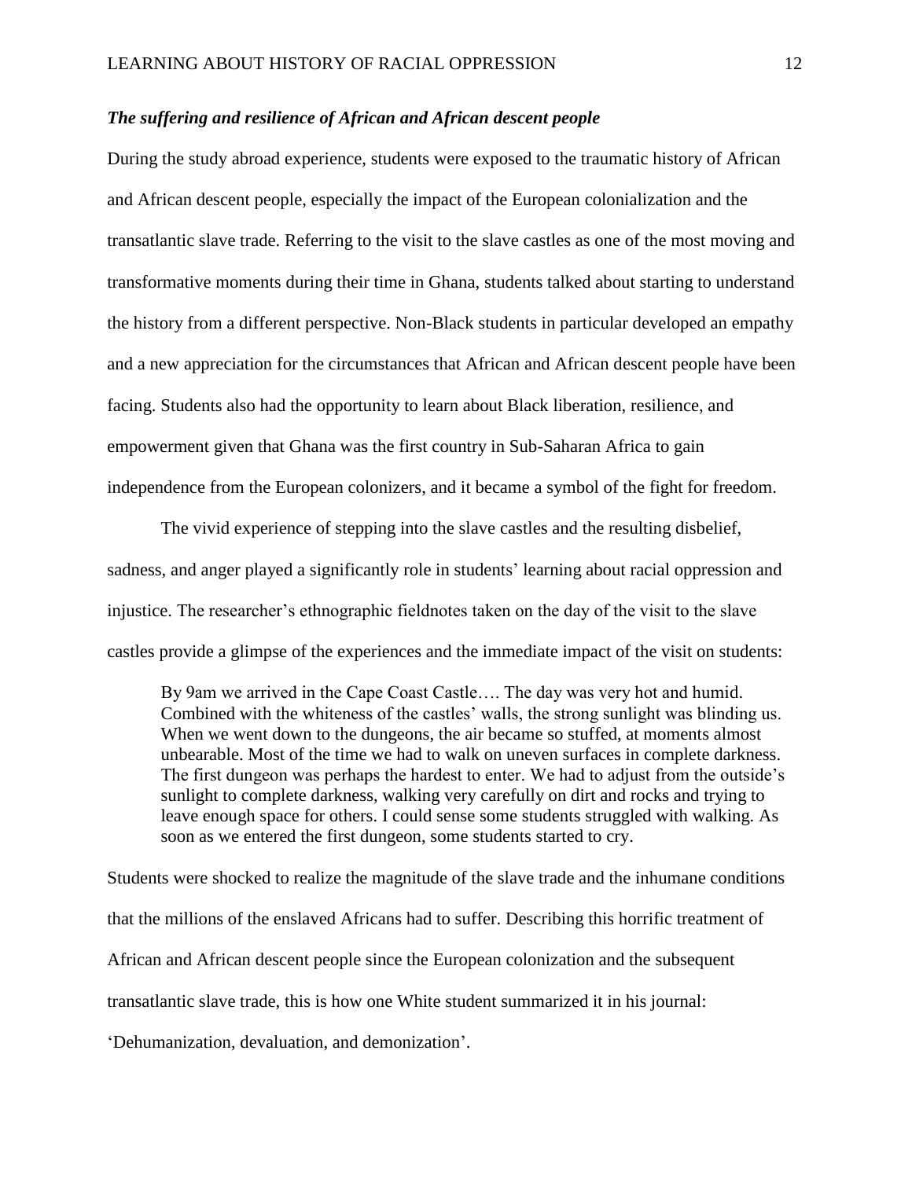### *The suffering and resilience of African and African descent people*

During the study abroad experience, students were exposed to the traumatic history of African and African descent people, especially the impact of the European colonialization and the transatlantic slave trade. Referring to the visit to the slave castles as one of the most moving and transformative moments during their time in Ghana, students talked about starting to understand the history from a different perspective. Non-Black students in particular developed an empathy and a new appreciation for the circumstances that African and African descent people have been facing. Students also had the opportunity to learn about Black liberation, resilience, and empowerment given that Ghana was the first country in Sub-Saharan Africa to gain independence from the European colonizers, and it became a symbol of the fight for freedom.

The vivid experience of stepping into the slave castles and the resulting disbelief, sadness, and anger played a significantly role in students' learning about racial oppression and injustice. The researcher's ethnographic fieldnotes taken on the day of the visit to the slave castles provide a glimpse of the experiences and the immediate impact of the visit on students:

> By 9am we arrived in the Cape Coast Castle…. The day was very hot and humid. Combined with the whiteness of the castles' walls, the strong sunlight was blinding us. When we went down to the dungeons, the air became so stuffed, at moments almost unbearable. Most of the time we had to walk on uneven surfaces in complete darkness. The first dungeon was perhaps the hardest to enter. We had to adjust from the outside's sunlight to complete darkness, walking very carefully on dirt and rocks and trying to leave enough space for others. I could sense some students struggled with walking. As soon as we entered the first dungeon, some students started to cry.

Students were shocked to realize the magnitude of the slave trade and the inhumane conditions that the millions of the enslaved Africans had to suffer. Describing this horrific treatment of African and African descent people since the European colonization and the subsequent transatlantic slave trade, this is how one White student summarized it in his journal: 'Dehumanization, devaluation, and demonization'.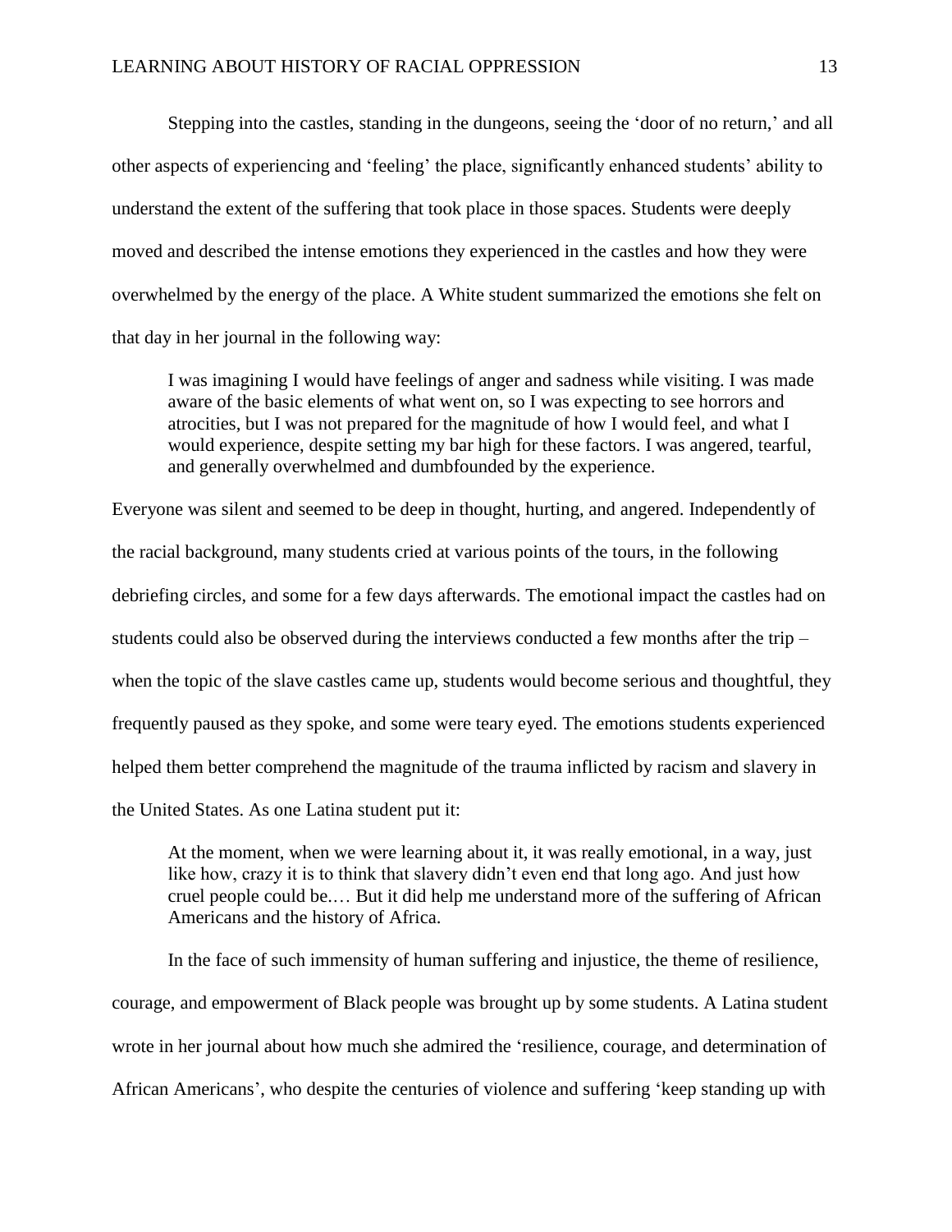Stepping into the castles, standing in the dungeons, seeing the 'door of no return,' and all other aspects of experiencing and 'feeling' the place, significantly enhanced students' ability to understand the extent of the suffering that took place in those spaces. Students were deeply moved and described the intense emotions they experienced in the castles and how they were overwhelmed by the energy of the place. A White student summarized the emotions she felt on that day in her journal in the following way:

> I was imagining I would have feelings of anger and sadness while visiting. I was made aware of the basic elements of what went on, so I was expecting to see horrors and atrocities, but I was not prepared for the magnitude of how I would feel, and what I would experience, despite setting my bar high for these factors. I was angered, tearful, and generally overwhelmed and dumbfounded by the experience.

Everyone was silent and seemed to be deep in thought, hurting, and angered. Independently of the racial background, many students cried at various points of the tours, in the following debriefing circles, and some for a few days afterwards. The emotional impact the castles had on students could also be observed during the interviews conducted a few months after the trip – when the topic of the slave castles came up, students would become serious and thoughtful, they frequently paused as they spoke, and some were teary eyed. The emotions students experienced helped them better comprehend the magnitude of the trauma inflicted by racism and slavery in the United States. As one Latina student put it:

> At the moment, when we were learning about it, it was really emotional, in a way, just like how, crazy it is to think that slavery didn't even end that long ago. And just how cruel people could be.… But it did help me understand more of the suffering of African Americans and the history of Africa.

In the face of such immensity of human suffering and injustice, the theme of resilience, courage, and empowerment of Black people was brought up by some students. A Latina student wrote in her journal about how much she admired the 'resilience, courage, and determination of African Americans', who despite the centuries of violence and suffering 'keep standing up with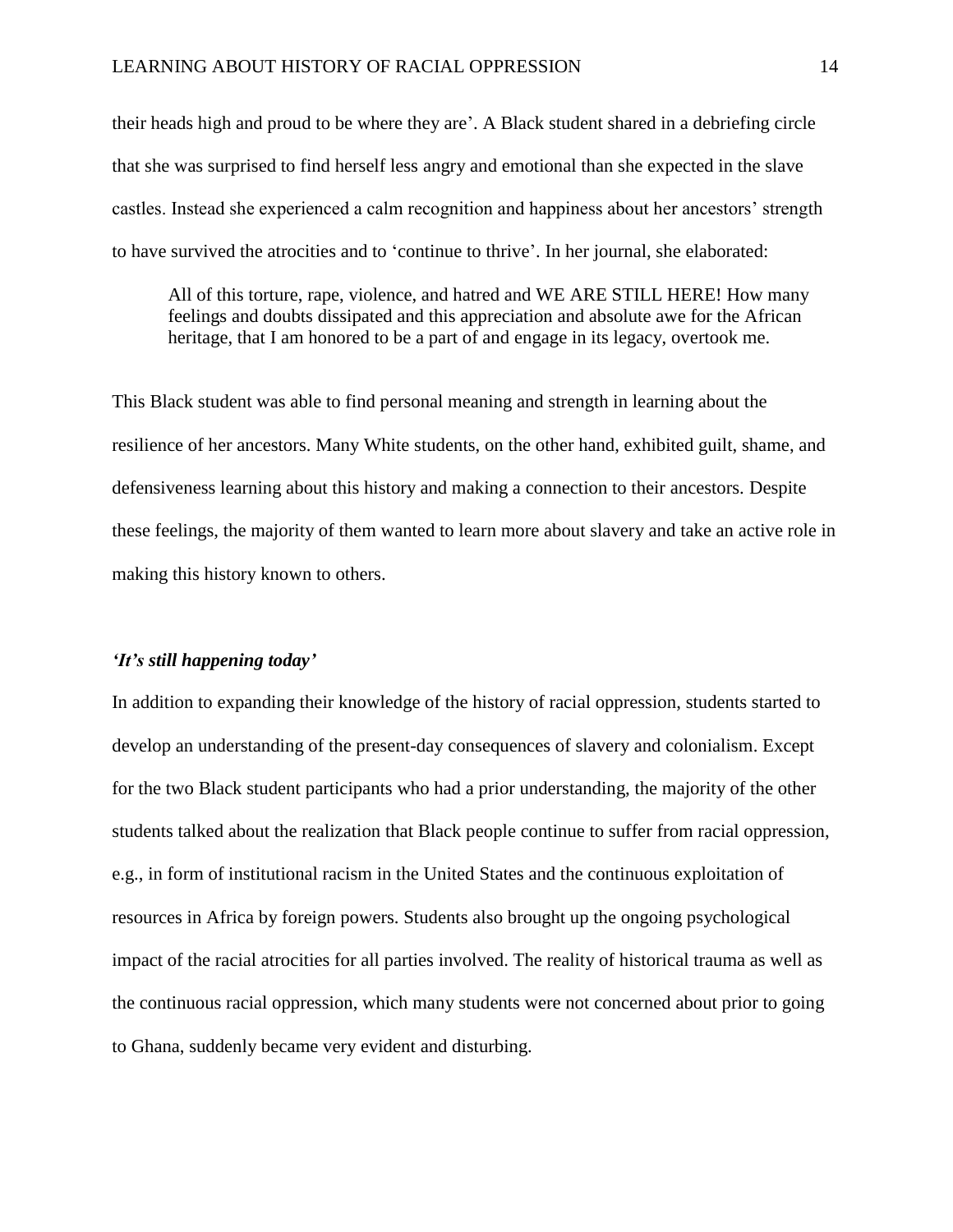their heads high and proud to be where they are'. A Black student shared in a debriefing circle that she was surprised to find herself less angry and emotional than she expected in the slave castles. Instead she experienced a calm recognition and happiness about her ancestors' strength to have survived the atrocities and to 'continue to thrive'. In her journal, she elaborated:

> All of this torture, rape, violence, and hatred and WE ARE STILL HERE! How many feelings and doubts dissipated and this appreciation and absolute awe for the African heritage, that I am honored to be a part of and engage in its legacy, overtook me.

This Black student was able to find personal meaning and strength in learning about the resilience of her ancestors. Many White students, on the other hand, exhibited guilt, shame, and defensiveness learning about this history and making a connection to their ancestors. Despite these feelings, the majority of them wanted to learn more about slavery and take an active role in making this history known to others.

### *'It's still happening today'*

In addition to expanding their knowledge of the history of racial oppression, students started to develop an understanding of the present-day consequences of slavery and colonialism. Except for the two Black student participants who had a prior understanding, the majority of the other students talked about the realization that Black people continue to suffer from racial oppression, e.g., in form of institutional racism in the United States and the continuous exploitation of resources in Africa by foreign powers. Students also brought up the ongoing psychological impact of the racial atrocities for all parties involved. The reality of historical trauma as well as the continuous racial oppression, which many students were not concerned about prior to going to Ghana, suddenly became very evident and disturbing.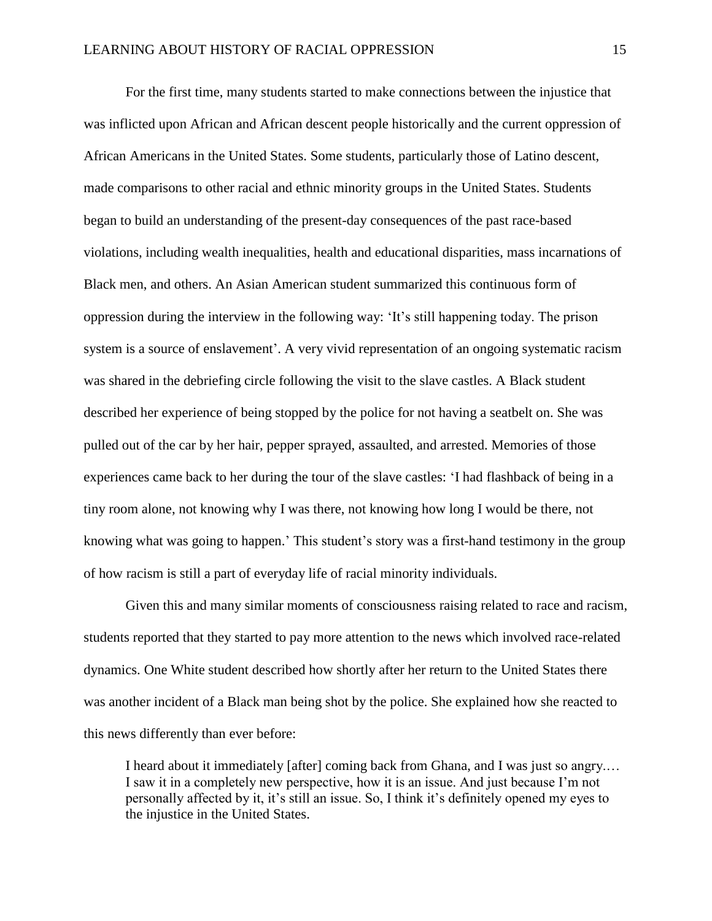For the first time, many students started to make connections between the injustice that was inflicted upon African and African descent people historically and the current oppression of African Americans in the United States. Some students, particularly those of Latino descent, made comparisons to other racial and ethnic minority groups in the United States. Students began to build an understanding of the present-day consequences of the past race-based violations, including wealth inequalities, health and educational disparities, mass incarnations of Black men, and others. An Asian American student summarized this continuous form of oppression during the interview in the following way: 'It's still happening today. The prison system is a source of enslavement'. A very vivid representation of an ongoing systematic racism was shared in the debriefing circle following the visit to the slave castles. A Black student described her experience of being stopped by the police for not having a seatbelt on. She was pulled out of the car by her hair, pepper sprayed, assaulted, and arrested. Memories of those experiences came back to her during the tour of the slave castles: 'I had flashback of being in a tiny room alone, not knowing why I was there, not knowing how long I would be there, not knowing what was going to happen.' This student's story was a first-hand testimony in the group of how racism is still a part of everyday life of racial minority individuals.

Given this and many similar moments of consciousness raising related to race and racism, students reported that they started to pay more attention to the news which involved race-related dynamics. One White student described how shortly after her return to the United States there was another incident of a Black man being shot by the police. She explained how she reacted to this news differently than ever before:

> I heard about it immediately [after] coming back from Ghana, and I was just so angry.… I saw it in a completely new perspective, how it is an issue. And just because I'm not personally affected by it, it's still an issue. So, I think it's definitely opened my eyes to the injustice in the United States.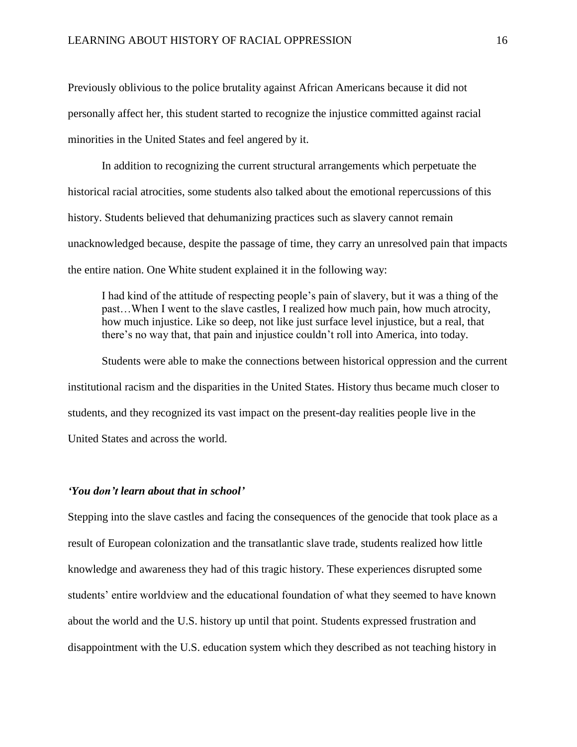Previously oblivious to the police brutality against African Americans because it did not personally affect her, this student started to recognize the injustice committed against racial minorities in the United States and feel angered by it.

In addition to recognizing the current structural arrangements which perpetuate the historical racial atrocities, some students also talked about the emotional repercussions of this history. Students believed that dehumanizing practices such as slavery cannot remain unacknowledged because, despite the passage of time, they carry an unresolved pain that impacts the entire nation. One White student explained it in the following way:

> I had kind of the attitude of respecting people's pain of slavery, but it was a thing of the past…When I went to the slave castles, I realized how much pain, how much atrocity, how much injustice. Like so deep, not like just surface level injustice, but a real, that there's no way that, that pain and injustice couldn't roll into America, into today.

Students were able to make the connections between historical oppression and the current institutional racism and the disparities in the United States. History thus became much closer to students, and they recognized its vast impact on the present-day realities people live in the United States and across the world.

### *'You don't learn about that in school'*

Stepping into the slave castles and facing the consequences of the genocide that took place as a result of European colonization and the transatlantic slave trade, students realized how little knowledge and awareness they had of this tragic history. These experiences disrupted some students' entire worldview and the educational foundation of what they seemed to have known about the world and the U.S. history up until that point. Students expressed frustration and disappointment with the U.S. education system which they described as not teaching history in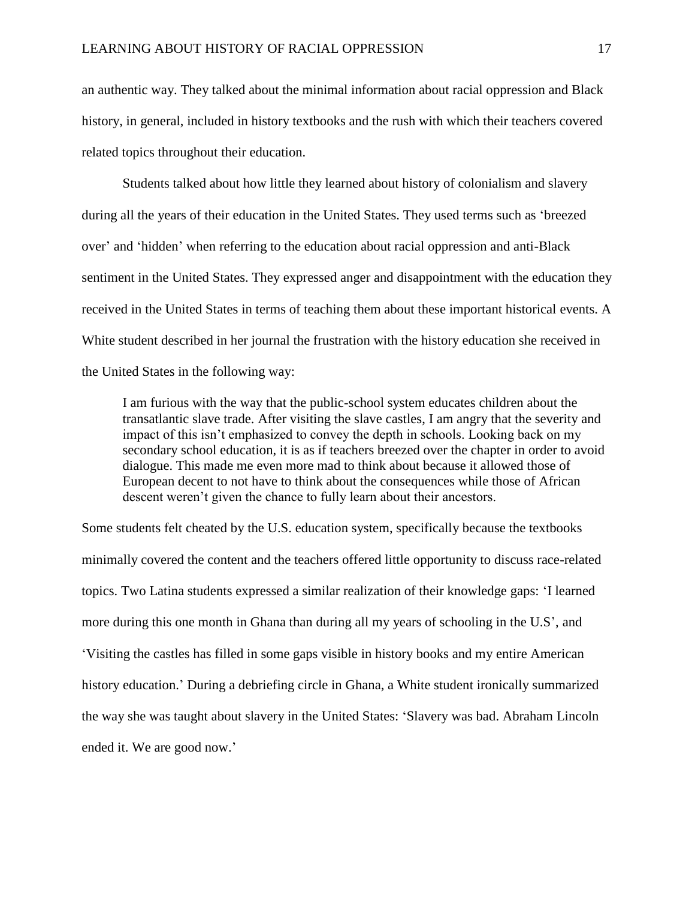an authentic way. They talked about the minimal information about racial oppression and Black history, in general, included in history textbooks and the rush with which their teachers covered related topics throughout their education.

Students talked about how little they learned about history of colonialism and slavery during all the years of their education in the United States. They used terms such as 'breezed over' and 'hidden' when referring to the education about racial oppression and anti-Black sentiment in the United States. They expressed anger and disappointment with the education they received in the United States in terms of teaching them about these important historical events. A White student described in her journal the frustration with the history education she received in the United States in the following way:

> I am furious with the way that the public-school system educates children about the transatlantic slave trade. After visiting the slave castles, I am angry that the severity and impact of this isn't emphasized to convey the depth in schools. Looking back on my secondary school education, it is as if teachers breezed over the chapter in order to avoid dialogue. This made me even more mad to think about because it allowed those of European decent to not have to think about the consequences while those of African descent weren't given the chance to fully learn about their ancestors.

Some students felt cheated by the U.S. education system, specifically because the textbooks minimally covered the content and the teachers offered little opportunity to discuss race-related topics. Two Latina students expressed a similar realization of their knowledge gaps: 'I learned more during this one month in Ghana than during all my years of schooling in the U.S', and 'Visiting the castles has filled in some gaps visible in history books and my entire American history education.' During a debriefing circle in Ghana, a White student ironically summarized the way she was taught about slavery in the United States: 'Slavery was bad. Abraham Lincoln ended it. We are good now.'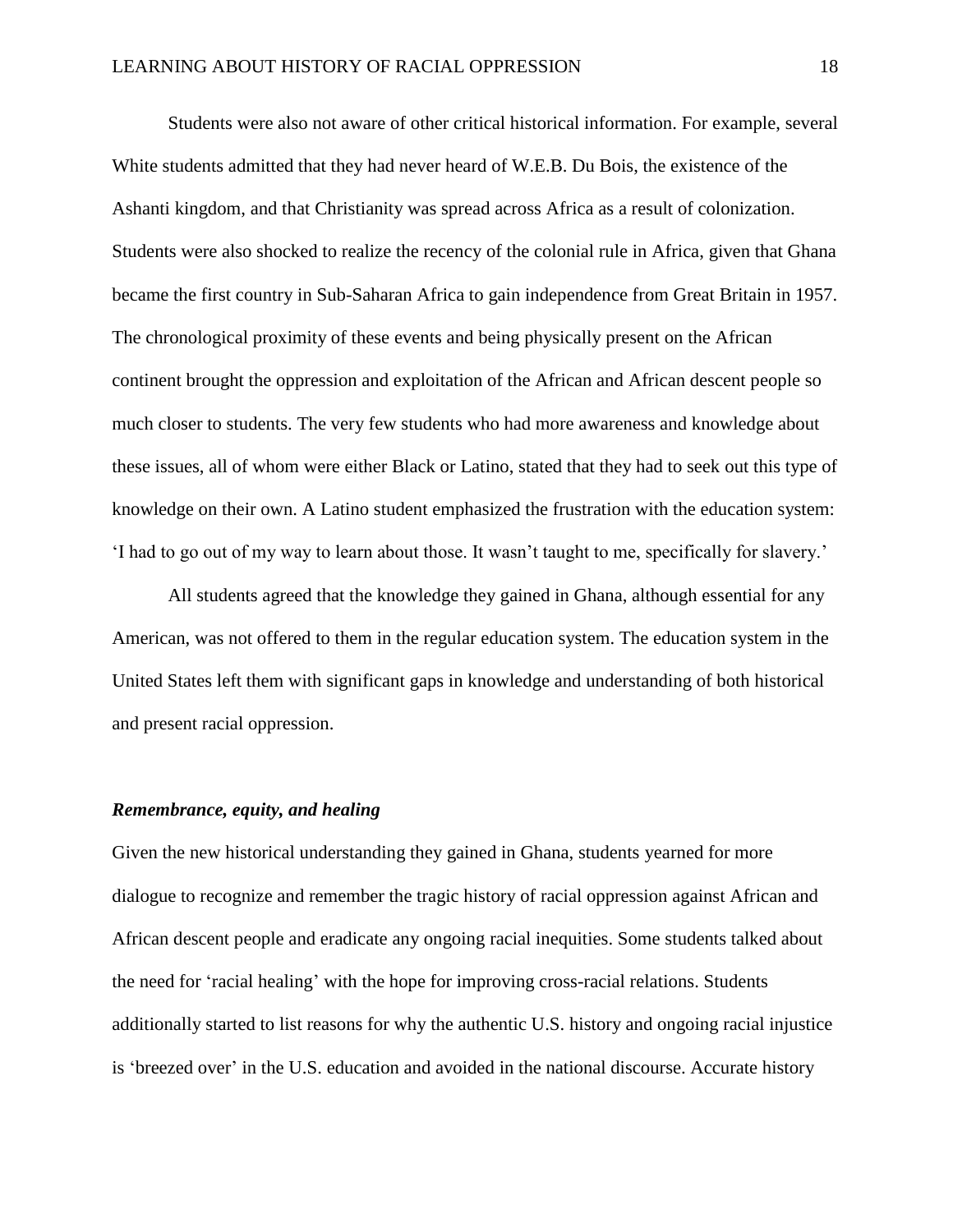Students were also not aware of other critical historical information. For example, several White students admitted that they had never heard of W.E.B. Du Bois, the existence of the Ashanti kingdom, and that Christianity was spread across Africa as a result of colonization. Students were also shocked to realize the recency of the colonial rule in Africa, given that Ghana became the first country in Sub-Saharan Africa to gain independence from Great Britain in 1957. The chronological proximity of these events and being physically present on the African continent brought the oppression and exploitation of the African and African descent people so much closer to students. The very few students who had more awareness and knowledge about these issues, all of whom were either Black or Latino, stated that they had to seek out this type of knowledge on their own. A Latino student emphasized the frustration with the education system: 'I had to go out of my way to learn about those. It wasn't taught to me, specifically for slavery.'

All students agreed that the knowledge they gained in Ghana, although essential for any American, was not offered to them in the regular education system. The education system in the United States left them with significant gaps in knowledge and understanding of both historical and present racial oppression.

### ***Remembrance, equity, and healing***

Given the new historical understanding they gained in Ghana, students yearned for more dialogue to recognize and remember the tragic history of racial oppression against African and African descent people and eradicate any ongoing racial inequities. Some students talked about the need for 'racial healing' with the hope for improving cross-racial relations. Students additionally started to list reasons for why the authentic U.S. history and ongoing racial injustice is 'breezed over' in the U.S. education and avoided in the national discourse. Accurate history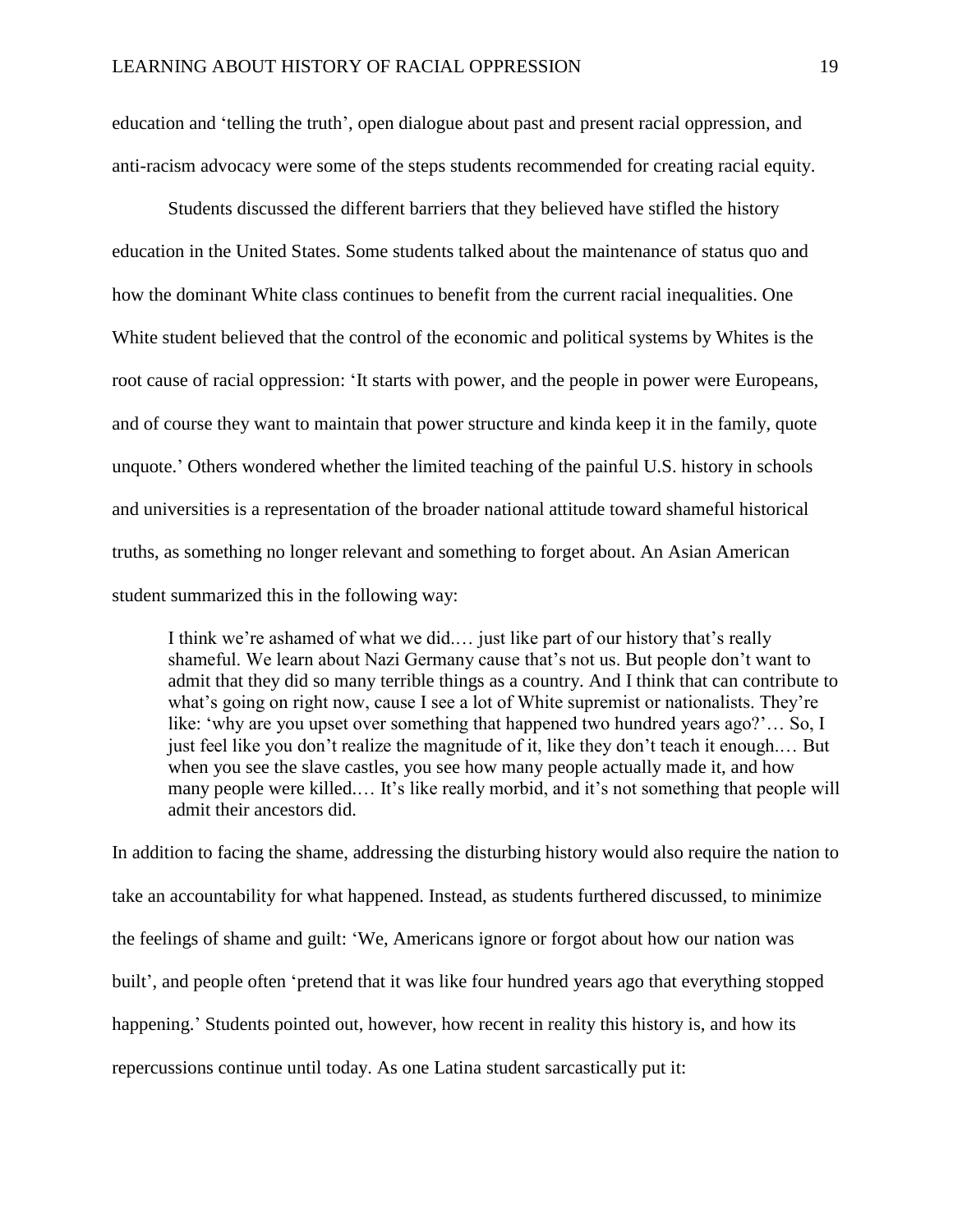education and 'telling the truth', open dialogue about past and present racial oppression, and anti-racism advocacy were some of the steps students recommended for creating racial equity.

Students discussed the different barriers that they believed have stifled the history education in the United States. Some students talked about the maintenance of status quo and how the dominant White class continues to benefit from the current racial inequalities. One White student believed that the control of the economic and political systems by Whites is the root cause of racial oppression: 'It starts with power, and the people in power were Europeans, and of course they want to maintain that power structure and kinda keep it in the family, quote unquote.' Others wondered whether the limited teaching of the painful U.S. history in schools and universities is a representation of the broader national attitude toward shameful historical truths, as something no longer relevant and something to forget about. An Asian American student summarized this in the following way:

> I think we're ashamed of what we did.… just like part of our history that's really shameful. We learn about Nazi Germany cause that's not us. But people don't want to admit that they did so many terrible things as a country. And I think that can contribute to what's going on right now, cause I see a lot of White supremist or nationalists. They're like: 'why are you upset over something that happened two hundred years ago?'… So, I just feel like you don't realize the magnitude of it, like they don't teach it enough.… But when you see the slave castles, you see how many people actually made it, and how many people were killed.… It's like really morbid, and it's not something that people will admit their ancestors did.

In addition to facing the shame, addressing the disturbing history would also require the nation to take an accountability for what happened. Instead, as students furthered discussed, to minimize the feelings of shame and guilt: 'We, Americans ignore or forgot about how our nation was built', and people often 'pretend that it was like four hundred years ago that everything stopped happening.' Students pointed out, however, how recent in reality this history is, and how its repercussions continue until today. As one Latina student sarcastically put it: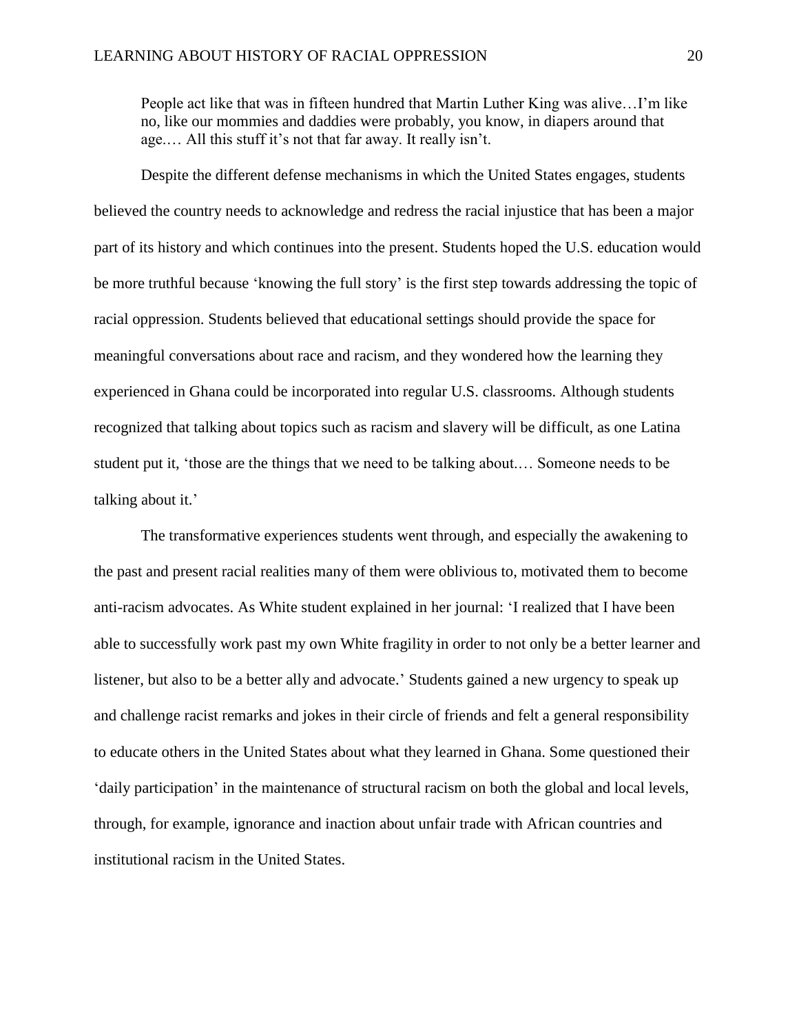> People act like that was in fifteen hundred that Martin Luther King was alive…I'm like no, like our mommies and daddies were probably, you know, in diapers around that age.… All this stuff it's not that far away. It really isn't.

Despite the different defense mechanisms in which the United States engages, students believed the country needs to acknowledge and redress the racial injustice that has been a major part of its history and which continues into the present. Students hoped the U.S. education would be more truthful because 'knowing the full story' is the first step towards addressing the topic of racial oppression. Students believed that educational settings should provide the space for meaningful conversations about race and racism, and they wondered how the learning they experienced in Ghana could be incorporated into regular U.S. classrooms. Although students recognized that talking about topics such as racism and slavery will be difficult, as one Latina student put it, 'those are the things that we need to be talking about.… Someone needs to be talking about it.'

The transformative experiences students went through, and especially the awakening to the past and present racial realities many of them were oblivious to, motivated them to become anti-racism advocates. As White student explained in her journal: 'I realized that I have been able to successfully work past my own White fragility in order to not only be a better learner and listener, but also to be a better ally and advocate.' Students gained a new urgency to speak up and challenge racist remarks and jokes in their circle of friends and felt a general responsibility to educate others in the United States about what they learned in Ghana. Some questioned their 'daily participation' in the maintenance of structural racism on both the global and local levels, through, for example, ignorance and inaction about unfair trade with African countries and institutional racism in the United States.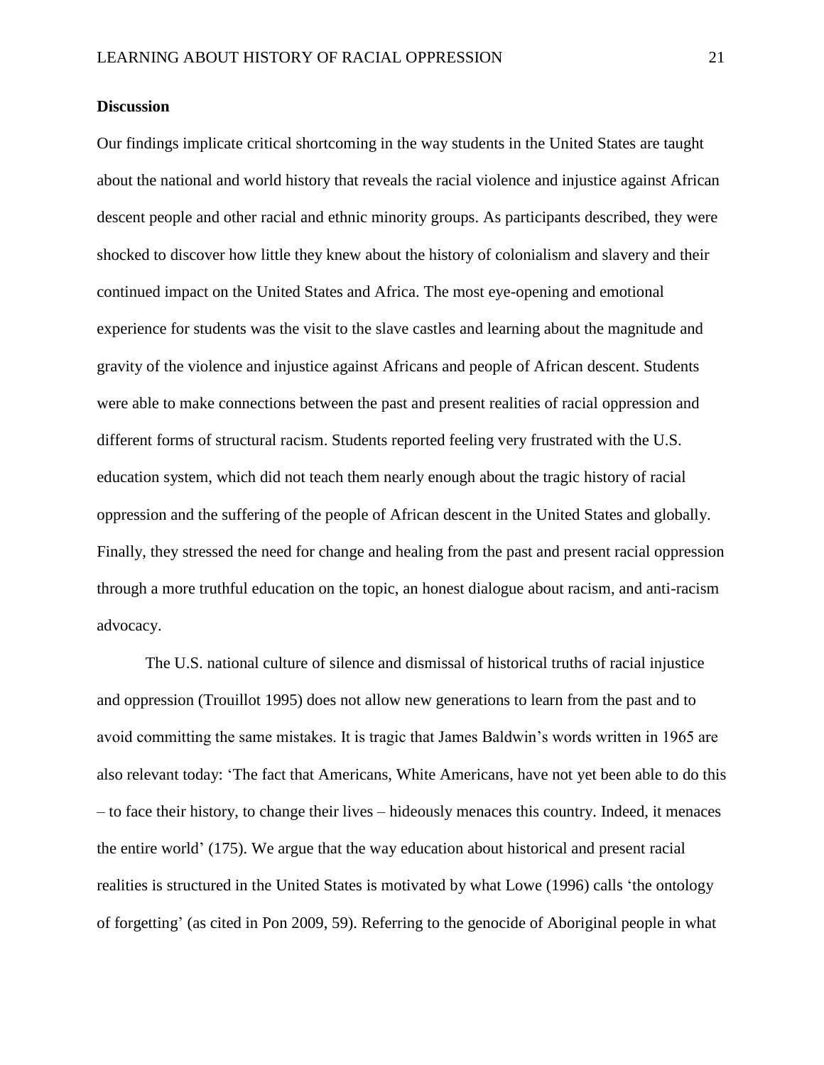**Discussion**

Our findings implicate critical shortcoming in the way students in the United States are taught about the national and world history that reveals the racial violence and injustice against African descent people and other racial and ethnic minority groups. As participants described, they were shocked to discover how little they knew about the history of colonialism and slavery and their continued impact on the United States and Africa. The most eye-opening and emotional experience for students was the visit to the slave castles and learning about the magnitude and gravity of the violence and injustice against Africans and people of African descent. Students were able to make connections between the past and present realities of racial oppression and different forms of structural racism. Students reported feeling very frustrated with the U.S. education system, which did not teach them nearly enough about the tragic history of racial oppression and the suffering of the people of African descent in the United States and globally. Finally, they stressed the need for change and healing from the past and present racial oppression through a more truthful education on the topic, an honest dialogue about racism, and anti-racism advocacy.

The U.S. national culture of silence and dismissal of historical truths of racial injustice and oppression (Trouillot 1995) does not allow new generations to learn from the past and to avoid committing the same mistakes. It is tragic that James Baldwin's words written in 1965 are also relevant today: 'The fact that Americans, White Americans, have not yet been able to do this – to face their history, to change their lives – hideously menaces this country. Indeed, it menaces the entire world' (175). We argue that the way education about historical and present racial realities is structured in the United States is motivated by what Lowe (1996) calls 'the ontology of forgetting' (as cited in Pon 2009, 59). Referring to the genocide of Aboriginal people in what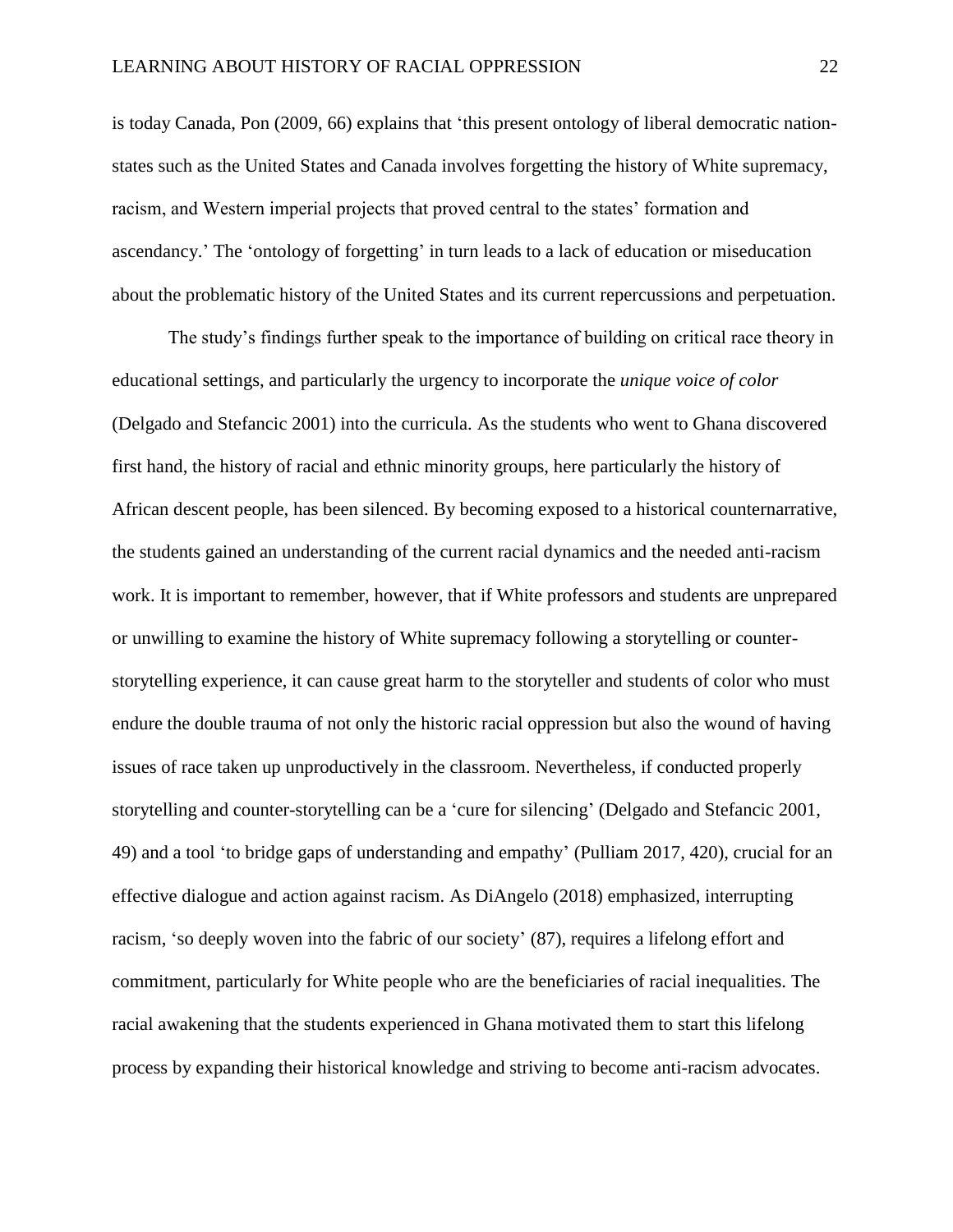is today Canada, Pon (2009, 66) explains that 'this present ontology of liberal democratic nation-states such as the United States and Canada involves forgetting the history of White supremacy, racism, and Western imperial projects that proved central to the states' formation and ascendancy.' The 'ontology of forgetting' in turn leads to a lack of education or miseducation about the problematic history of the United States and its current repercussions and perpetuation.

The study's findings further speak to the importance of building on critical race theory in educational settings, and particularly the urgency to incorporate the *unique voice of color* (Delgado and Stefancic 2001) into the curricula. As the students who went to Ghana discovered first hand, the history of racial and ethnic minority groups, here particularly the history of African descent people, has been silenced. By becoming exposed to a historical counternarrative, the students gained an understanding of the current racial dynamics and the needed anti-racism work. It is important to remember, however, that if White professors and students are unprepared or unwilling to examine the history of White supremacy following a storytelling or counter-storytelling experience, it can cause great harm to the storyteller and students of color who must endure the double trauma of not only the historic racial oppression but also the wound of having issues of race taken up unproductively in the classroom. Nevertheless, if conducted properly storytelling and counter-storytelling can be a 'cure for silencing' (Delgado and Stefancic 2001, 49) and a tool 'to bridge gaps of understanding and empathy' (Pulliam 2017, 420), crucial for an effective dialogue and action against racism. As DiAngelo (2018) emphasized, interrupting racism, 'so deeply woven into the fabric of our society' (87), requires a lifelong effort and commitment, particularly for White people who are the beneficiaries of racial inequalities. The racial awakening that the students experienced in Ghana motivated them to start this lifelong process by expanding their historical knowledge and striving to become anti-racism advocates.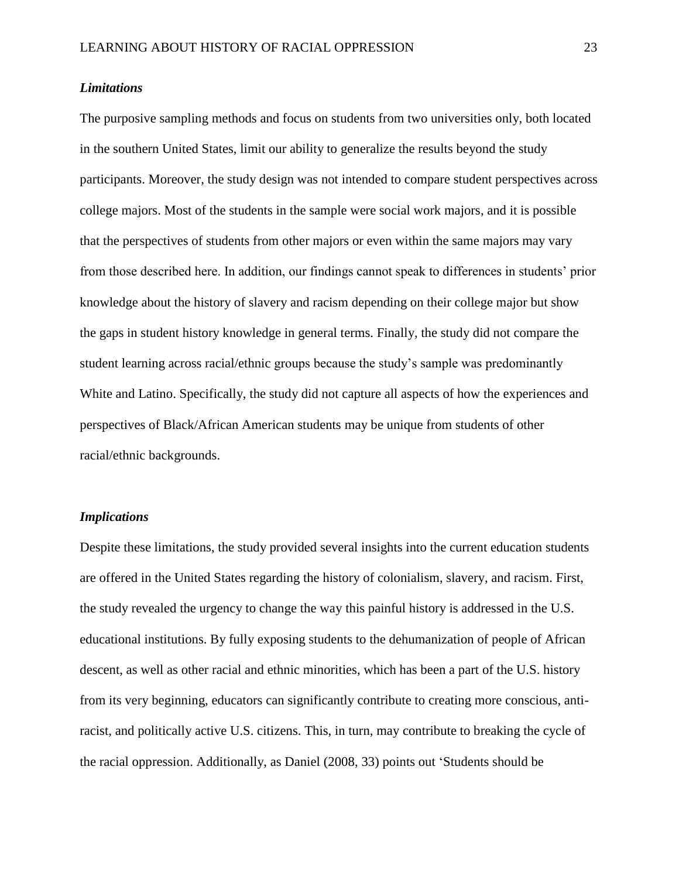### *Limitations*

The purposive sampling methods and focus on students from two universities only, both located in the southern United States, limit our ability to generalize the results beyond the study participants. Moreover, the study design was not intended to compare student perspectives across college majors. Most of the students in the sample were social work majors, and it is possible that the perspectives of students from other majors or even within the same majors may vary from those described here. In addition, our findings cannot speak to differences in students' prior knowledge about the history of slavery and racism depending on their college major but show the gaps in student history knowledge in general terms. Finally, the study did not compare the student learning across racial/ethnic groups because the study's sample was predominantly White and Latino. Specifically, the study did not capture all aspects of how the experiences and perspectives of Black/African American students may be unique from students of other racial/ethnic backgrounds.

### *Implications*

Despite these limitations, the study provided several insights into the current education students are offered in the United States regarding the history of colonialism, slavery, and racism. First, the study revealed the urgency to change the way this painful history is addressed in the U.S. educational institutions. By fully exposing students to the dehumanization of people of African descent, as well as other racial and ethnic minorities, which has been a part of the U.S. history from its very beginning, educators can significantly contribute to creating more conscious, anti-racist, and politically active U.S. citizens. This, in turn, may contribute to breaking the cycle of the racial oppression. Additionally, as Daniel (2008, 33) points out 'Students should be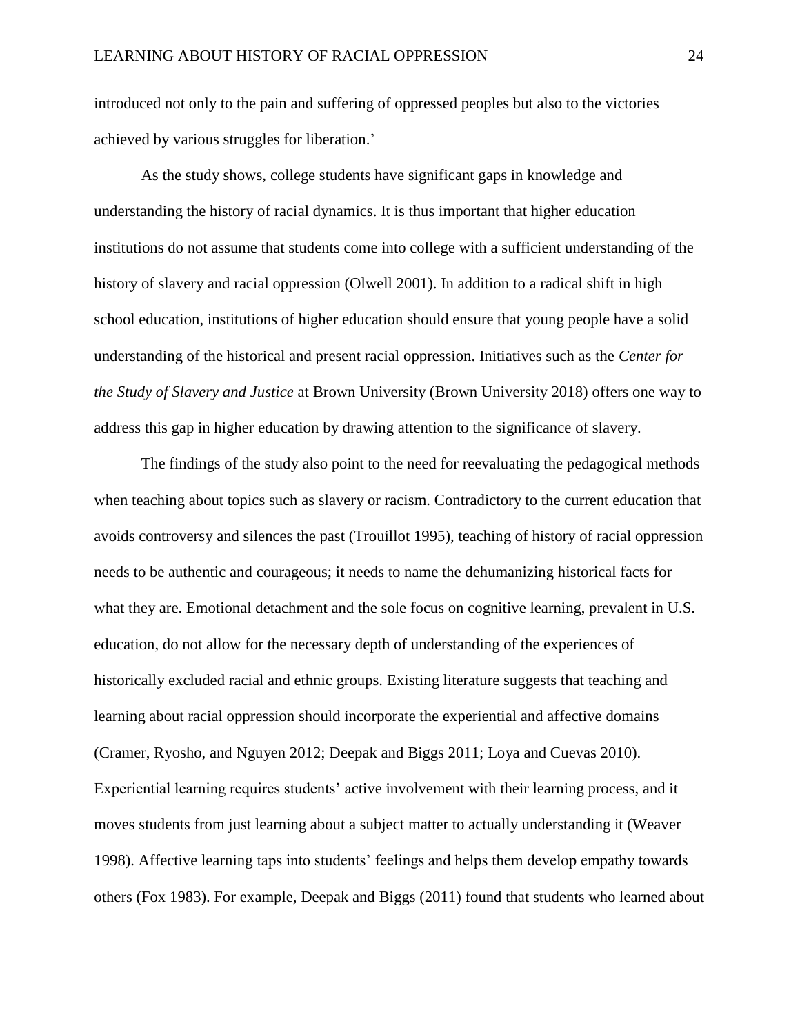introduced not only to the pain and suffering of oppressed peoples but also to the victories achieved by various struggles for liberation.'

As the study shows, college students have significant gaps in knowledge and understanding the history of racial dynamics. It is thus important that higher education institutions do not assume that students come into college with a sufficient understanding of the history of slavery and racial oppression (Olwell 2001). In addition to a radical shift in high school education, institutions of higher education should ensure that young people have a solid understanding of the historical and present racial oppression. Initiatives such as the *Center for the Study of Slavery and Justice* at Brown University (Brown University 2018) offers one way to address this gap in higher education by drawing attention to the significance of slavery.

The findings of the study also point to the need for reevaluating the pedagogical methods when teaching about topics such as slavery or racism. Contradictory to the current education that avoids controversy and silences the past (Trouillot 1995), teaching of history of racial oppression needs to be authentic and courageous; it needs to name the dehumanizing historical facts for what they are. Emotional detachment and the sole focus on cognitive learning, prevalent in U.S. education, do not allow for the necessary depth of understanding of the experiences of historically excluded racial and ethnic groups. Existing literature suggests that teaching and learning about racial oppression should incorporate the experiential and affective domains (Cramer, Ryosho, and Nguyen 2012; Deepak and Biggs 2011; Loya and Cuevas 2010). Experiential learning requires students' active involvement with their learning process, and it moves students from just learning about a subject matter to actually understanding it (Weaver 1998). Affective learning taps into students' feelings and helps them develop empathy towards others (Fox 1983). For example, Deepak and Biggs (2011) found that students who learned about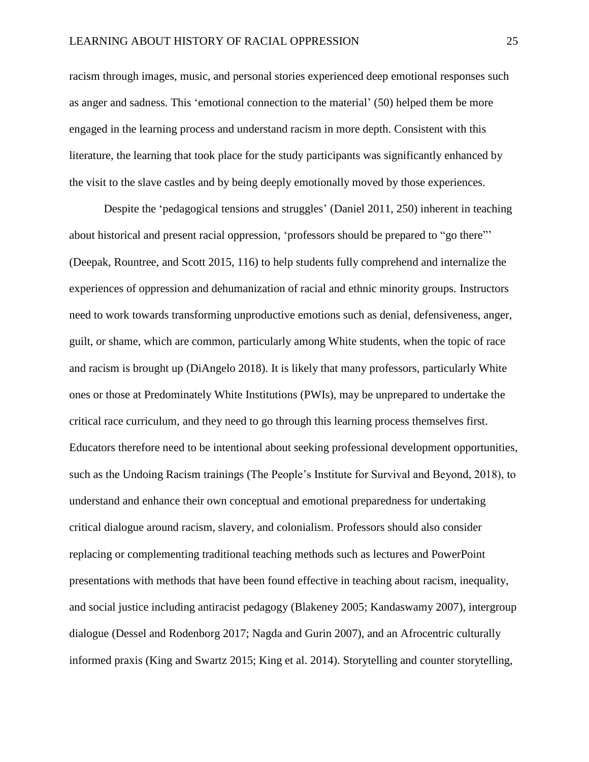racism through images, music, and personal stories experienced deep emotional responses such as anger and sadness. This 'emotional connection to the material' (50) helped them be more engaged in the learning process and understand racism in more depth. Consistent with this literature, the learning that took place for the study participants was significantly enhanced by the visit to the slave castles and by being deeply emotionally moved by those experiences.

Despite the 'pedagogical tensions and struggles' (Daniel 2011, 250) inherent in teaching about historical and present racial oppression, 'professors should be prepared to "go there"' (Deepak, Rountree, and Scott 2015, 116) to help students fully comprehend and internalize the experiences of oppression and dehumanization of racial and ethnic minority groups. Instructors need to work towards transforming unproductive emotions such as denial, defensiveness, anger, guilt, or shame, which are common, particularly among White students, when the topic of race and racism is brought up (DiAngelo 2018). It is likely that many professors, particularly White ones or those at Predominately White Institutions (PWIs), may be unprepared to undertake the critical race curriculum, and they need to go through this learning process themselves first. Educators therefore need to be intentional about seeking professional development opportunities, such as the Undoing Racism trainings (The People's Institute for Survival and Beyond, 2018), to understand and enhance their own conceptual and emotional preparedness for undertaking critical dialogue around racism, slavery, and colonialism. Professors should also consider replacing or complementing traditional teaching methods such as lectures and PowerPoint presentations with methods that have been found effective in teaching about racism, inequality, and social justice including antiracist pedagogy (Blakeney 2005; Kandaswamy 2007), intergroup dialogue (Dessel and Rodenborg 2017; Nagda and Gurin 2007), and an Afrocentric culturally informed praxis (King and Swartz 2015; King et al. 2014). Storytelling and counter storytelling,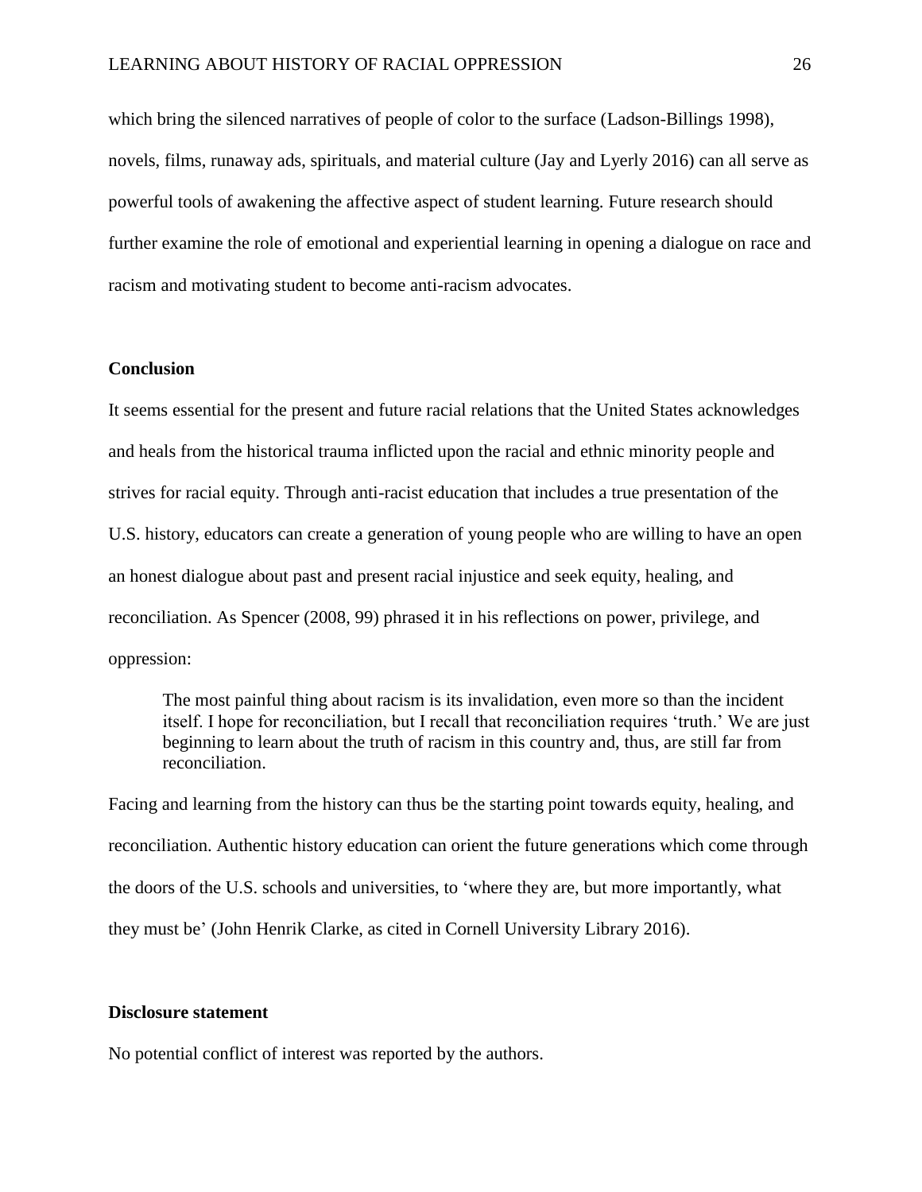which bring the silenced narratives of people of color to the surface (Ladson-Billings 1998), novels, films, runaway ads, spirituals, and material culture (Jay and Lyerly 2016) can all serve as powerful tools of awakening the affective aspect of student learning. Future research should further examine the role of emotional and experiential learning in opening a dialogue on race and racism and motivating student to become anti-racism advocates.

## Conclusion

It seems essential for the present and future racial relations that the United States acknowledges and heals from the historical trauma inflicted upon the racial and ethnic minority people and strives for racial equity. Through anti-racist education that includes a true presentation of the U.S. history, educators can create a generation of young people who are willing to have an open an honest dialogue about past and present racial injustice and seek equity, healing, and reconciliation. As Spencer (2008, 99) phrased it in his reflections on power, privilege, and oppression:

> The most painful thing about racism is its invalidation, even more so than the incident itself. I hope for reconciliation, but I recall that reconciliation requires 'truth.' We are just beginning to learn about the truth of racism in this country and, thus, are still far from reconciliation.

Facing and learning from the history can thus be the starting point towards equity, healing, and reconciliation. Authentic history education can orient the future generations which come through the doors of the U.S. schools and universities, to 'where they are, but more importantly, what they must be' (John Henrik Clarke, as cited in Cornell University Library 2016).

## Disclosure statement

No potential conflict of interest was reported by the authors.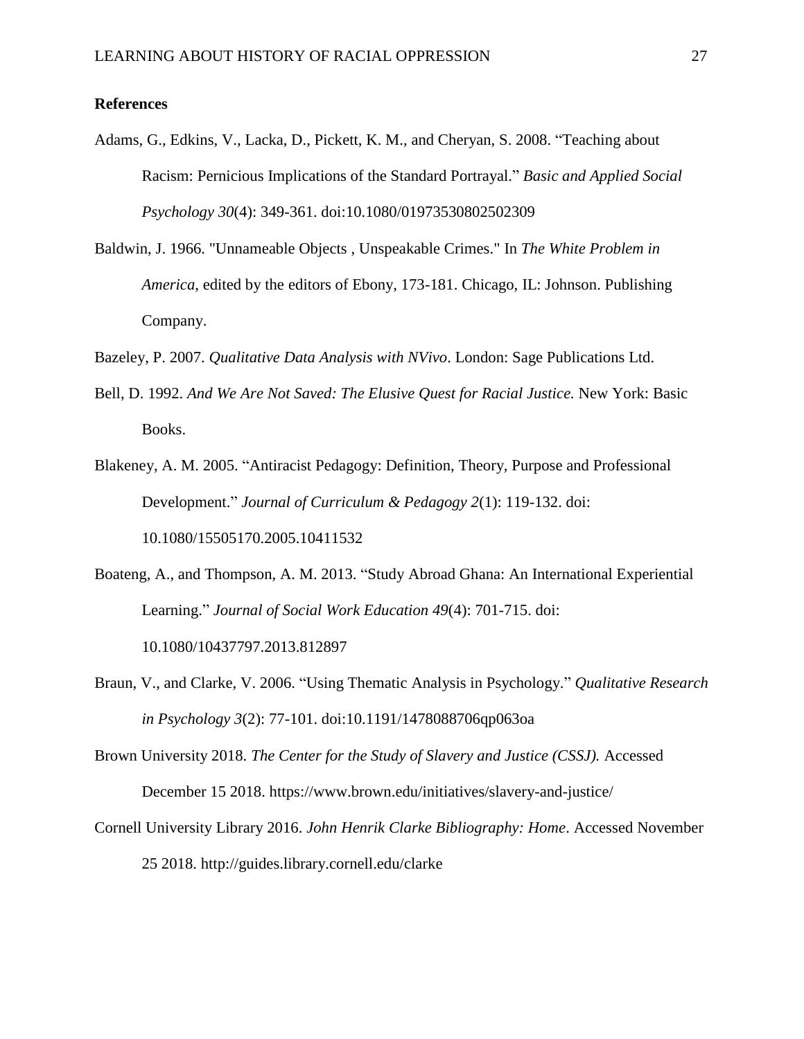**References**

Adams, G., Edkins, V., Lacka, D., Pickett, K. M., and Cheryan, S. 2008. "Teaching about Racism: Pernicious Implications of the Standard Portrayal." *Basic and Applied Social Psychology 30*(4): 349-361. doi:10.1080/01973530802502309

Baldwin, J. 1966. "Unnameable Objects , Unspeakable Crimes." In *The White Problem in America*, edited by the editors of Ebony, 173-181. Chicago, IL: Johnson. Publishing Company.

Bazeley, P. 2007. *Qualitative Data Analysis with NVivo*. London: Sage Publications Ltd.

Bell, D. 1992. *And We Are Not Saved: The Elusive Quest for Racial Justice.* New York: Basic Books.

Blakeney, A. M. 2005. "Antiracist Pedagogy: Definition, Theory, Purpose and Professional Development." *Journal of Curriculum & Pedagogy 2*(1): 119-132. doi: 10.1080/15505170.2005.10411532

Boateng, A., and Thompson, A. M. 2013. "Study Abroad Ghana: An International Experiential Learning." *Journal of Social Work Education 49*(4): 701-715. doi: 10.1080/10437797.2013.812897

Braun, V., and Clarke, V. 2006. "Using Thematic Analysis in Psychology." *Qualitative Research in Psychology 3*(2): 77-101. doi:10.1191/1478088706qp063oa

Brown University 2018. *The Center for the Study of Slavery and Justice (CSSJ).* Accessed December 15 2018. https://www.brown.edu/initiatives/slavery-and-justice/

Cornell University Library 2016. *John Henrik Clarke Bibliography: Home*. Accessed November 25 2018. http://guides.library.cornell.edu/clarke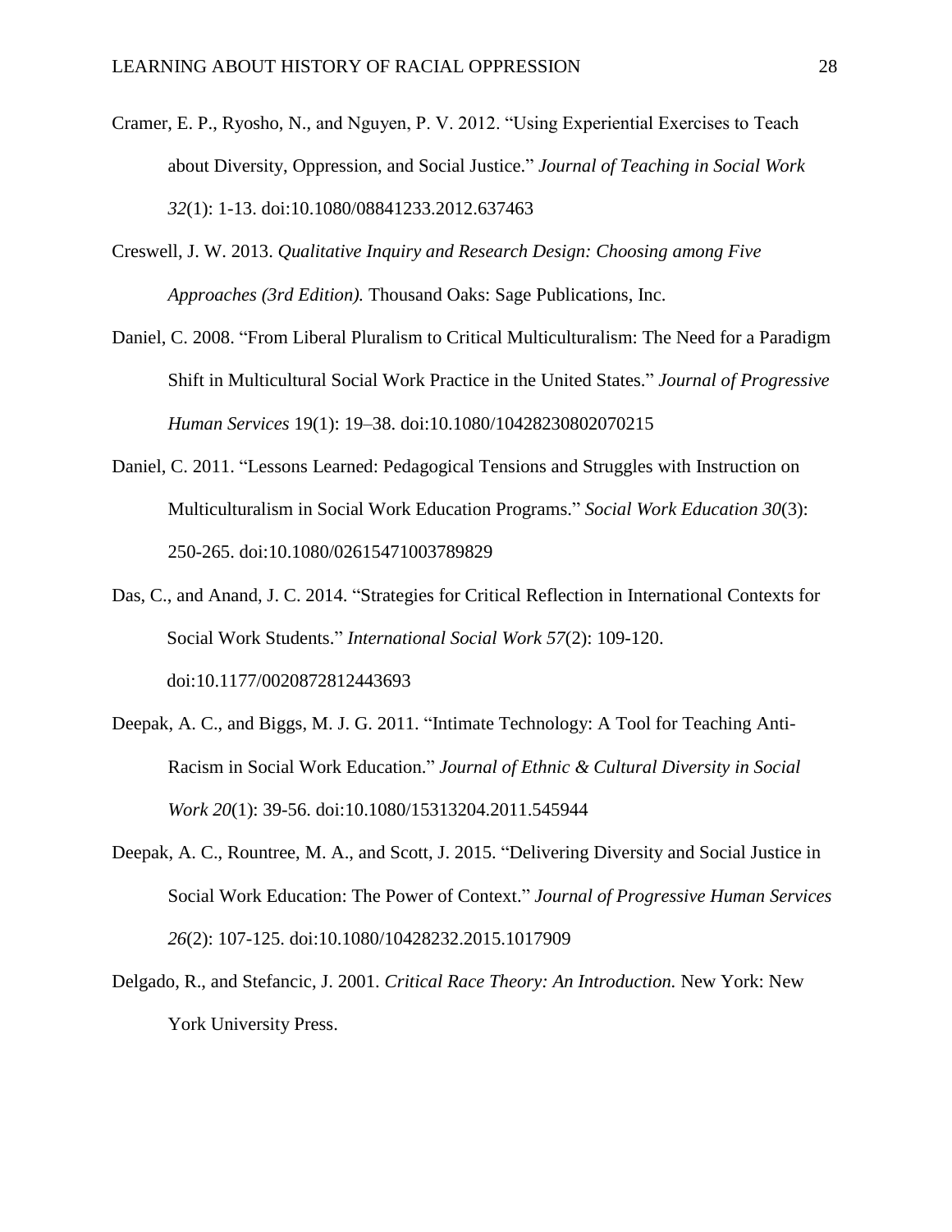Cramer, E. P., Ryosho, N., and Nguyen, P. V. 2012. "Using Experiential Exercises to Teach about Diversity, Oppression, and Social Justice." *Journal of Teaching in Social Work 32*(1): 1-13. doi:10.1080/08841233.2012.637463

Creswell, J. W. 2013. *Qualitative Inquiry and Research Design: Choosing among Five Approaches (3rd Edition).* Thousand Oaks: Sage Publications, Inc.

Daniel, C. 2008. "From Liberal Pluralism to Critical Multiculturalism: The Need for a Paradigm Shift in Multicultural Social Work Practice in the United States." *Journal of Progressive Human Services* 19(1): 19–38. doi:10.1080/10428230802070215

Daniel, C. 2011. "Lessons Learned: Pedagogical Tensions and Struggles with Instruction on Multiculturalism in Social Work Education Programs." *Social Work Education 30*(3): 250-265. doi:10.1080/02615471003789829

Das, C., and Anand, J. C. 2014. "Strategies for Critical Reflection in International Contexts for Social Work Students." *International Social Work 57*(2): 109-120. doi:10.1177/0020872812443693

Deepak, A. C., and Biggs, M. J. G. 2011. "Intimate Technology: A Tool for Teaching Anti-Racism in Social Work Education." *Journal of Ethnic & Cultural Diversity in Social Work 20*(1): 39-56. doi:10.1080/15313204.2011.545944

Deepak, A. C., Rountree, M. A., and Scott, J. 2015. "Delivering Diversity and Social Justice in Social Work Education: The Power of Context." *Journal of Progressive Human Services 26*(2): 107-125. doi:10.1080/10428232.2015.1017909

Delgado, R., and Stefancic, J. 2001. *Critical Race Theory: An Introduction.* New York: New York University Press.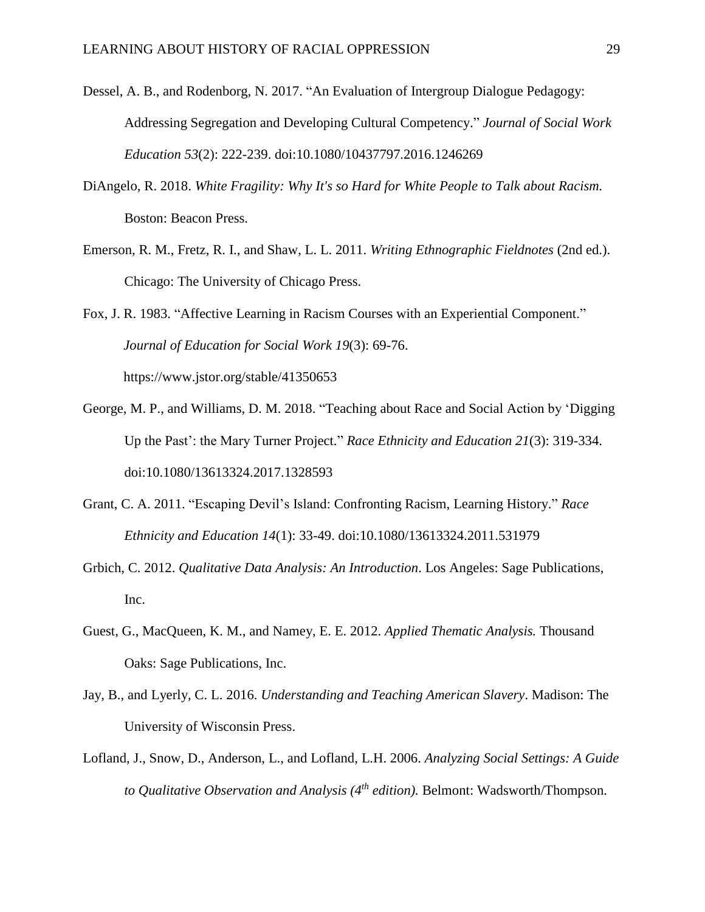Dessel, A. B., and Rodenborg, N. 2017. "An Evaluation of Intergroup Dialogue Pedagogy: Addressing Segregation and Developing Cultural Competency." *Journal of Social Work Education 53*(2): 222-239. doi:10.1080/10437797.2016.1246269

DiAngelo, R. 2018. *White Fragility: Why It's so Hard for White People to Talk about Racism.* Boston: Beacon Press.

Emerson, R. M., Fretz, R. I., and Shaw, L. L. 2011. *Writing Ethnographic Fieldnotes* (2nd ed.). Chicago: The University of Chicago Press.

Fox, J. R. 1983. "Affective Learning in Racism Courses with an Experiential Component." *Journal of Education for Social Work 19*(3): 69-76. https://www.jstor.org/stable/41350653

George, M. P., and Williams, D. M. 2018. "Teaching about Race and Social Action by 'Digging Up the Past': the Mary Turner Project." *Race Ethnicity and Education 21*(3): 319-334. doi:10.1080/13613324.2017.1328593

Grant, C. A. 2011. "Escaping Devil's Island: Confronting Racism, Learning History." *Race Ethnicity and Education 14*(1): 33-49. doi:10.1080/13613324.2011.531979

Grbich, C. 2012. *Qualitative Data Analysis: An Introduction*. Los Angeles: Sage Publications, Inc.

Guest, G., MacQueen, K. M., and Namey, E. E. 2012. *Applied Thematic Analysis.* Thousand Oaks: Sage Publications, Inc.

Jay, B., and Lyerly, C. L. 2016. *Understanding and Teaching American Slavery*. Madison: The University of Wisconsin Press.

Lofland, J., Snow, D., Anderson, L., and Lofland, L.H. 2006. *Analyzing Social Settings: A Guide to Qualitative Observation and Analysis (4th edition).* Belmont: Wadsworth/Thompson.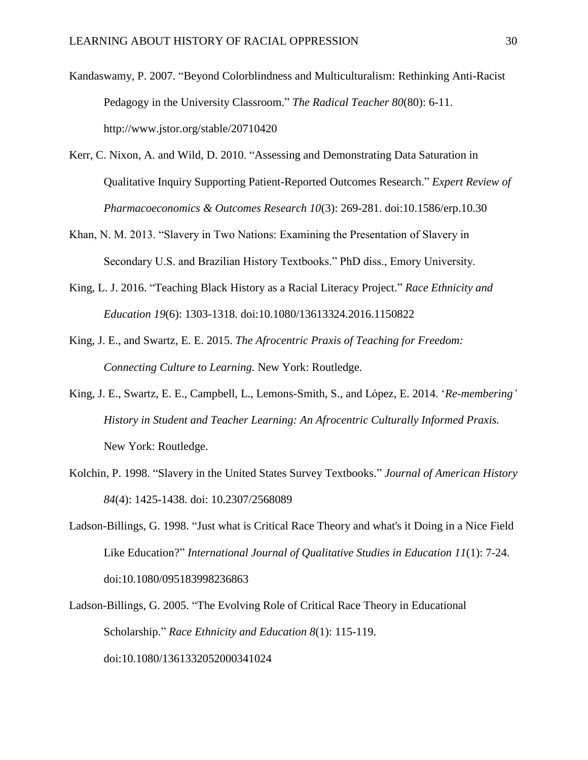Kandaswamy, P. 2007. "Beyond Colorblindness and Multiculturalism: Rethinking Anti-Racist Pedagogy in the University Classroom." *The Radical Teacher 80*(80): 6-11. http://www.jstor.org/stable/20710420

Kerr, C. Nixon, A. and Wild, D. 2010. "Assessing and Demonstrating Data Saturation in Qualitative Inquiry Supporting Patient-Reported Outcomes Research." *Expert Review of Pharmacoeconomics & Outcomes Research 10*(3): 269-281. doi:10.1586/erp.10.30

Khan, N. M. 2013. "Slavery in Two Nations: Examining the Presentation of Slavery in Secondary U.S. and Brazilian History Textbooks." PhD diss., Emory University.

King, L. J. 2016. "Teaching Black History as a Racial Literacy Project." *Race Ethnicity and Education 19*(6): 1303-1318. doi:10.1080/13613324.2016.1150822

King, J. E., and Swartz, E. E. 2015. *The Afrocentric Praxis of Teaching for Freedom: Connecting Culture to Learning.* New York: Routledge.

King, J. E., Swartz, E. E., Campbell, L., Lemons-Smith, S., and López, E. 2014. '*Re-membering' History in Student and Teacher Learning: An Afrocentric Culturally Informed Praxis.* New York: Routledge.

Kolchin, P. 1998. "Slavery in the United States Survey Textbooks." *Journal of American History 84*(4): 1425-1438. doi: 10.2307/2568089

Ladson-Billings, G. 1998. "Just what is Critical Race Theory and what's it Doing in a Nice Field Like Education?" *International Journal of Qualitative Studies in Education 11*(1): 7-24. doi:10.1080/095183998236863

Ladson-Billings, G. 2005. "The Evolving Role of Critical Race Theory in Educational Scholarship." *Race Ethnicity and Education 8*(1): 115-119. doi:10.1080/1361332052000341024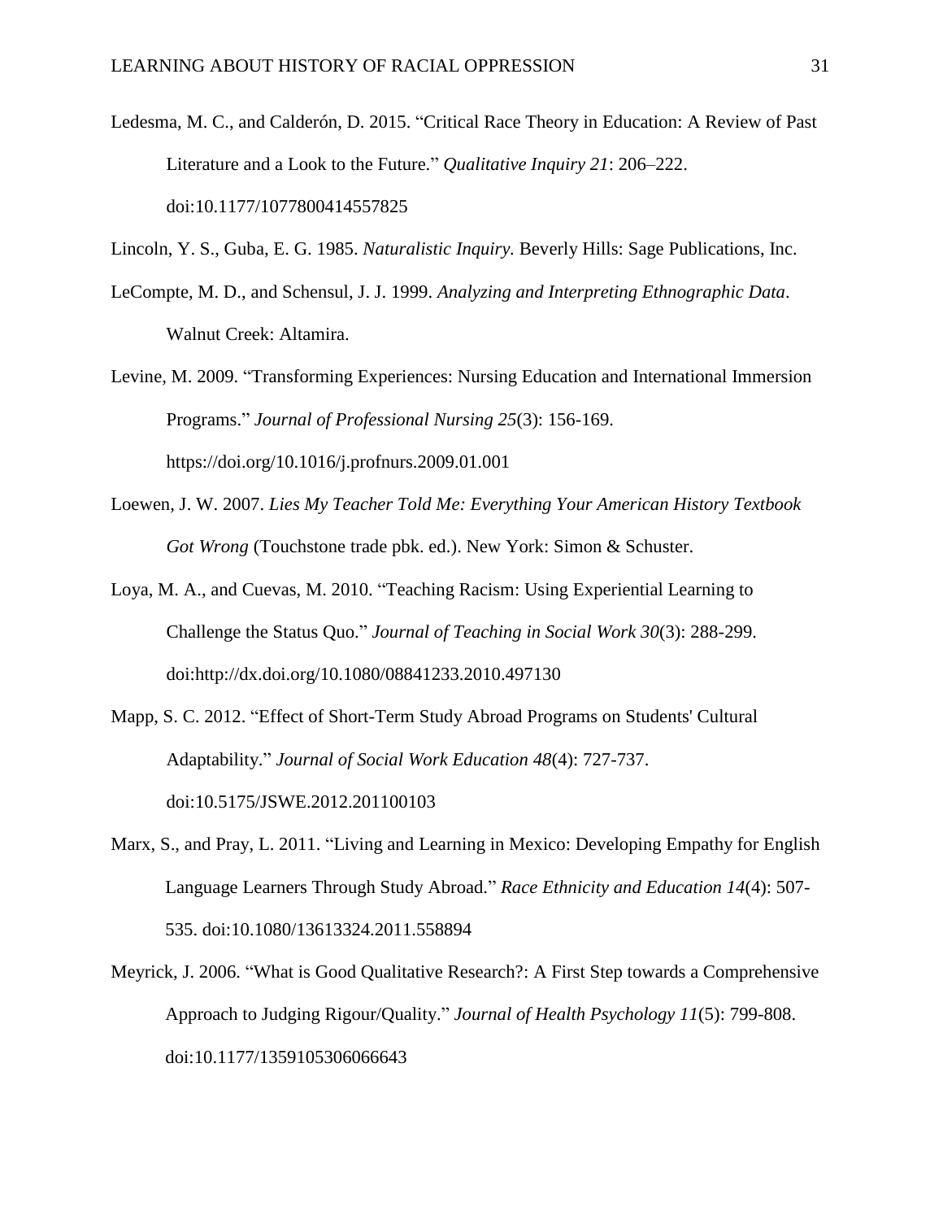Ledesma, M. C., and Calderón, D. 2015. "Critical Race Theory in Education: A Review of Past Literature and a Look to the Future." *Qualitative Inquiry 21*: 206–222. doi:10.1177/1077800414557825

Lincoln, Y. S., Guba, E. G. 1985. *Naturalistic Inquiry.* Beverly Hills: Sage Publications, Inc.

LeCompte, M. D., and Schensul, J. J. 1999. *Analyzing and Interpreting Ethnographic Data*. Walnut Creek: Altamira.

Levine, M. 2009. "Transforming Experiences: Nursing Education and International Immersion Programs." *Journal of Professional Nursing 25*(3): 156-169. https://doi.org/10.1016/j.profnurs.2009.01.001

Loewen, J. W. 2007. *Lies My Teacher Told Me: Everything Your American History Textbook Got Wrong* (Touchstone trade pbk. ed.). New York: Simon & Schuster.

Loya, M. A., and Cuevas, M. 2010. "Teaching Racism: Using Experiential Learning to Challenge the Status Quo." *Journal of Teaching in Social Work 30*(3): 288-299. doi:http://dx.doi.org/10.1080/08841233.2010.497130

Mapp, S. C. 2012. "Effect of Short-Term Study Abroad Programs on Students' Cultural Adaptability." *Journal of Social Work Education 48*(4): 727-737. doi:10.5175/JSWE.2012.201100103

Marx, S., and Pray, L. 2011. "Living and Learning in Mexico: Developing Empathy for English Language Learners Through Study Abroad." *Race Ethnicity and Education 14*(4): 507-535. doi:10.1080/13613324.2011.558894

Meyrick, J. 2006. "What is Good Qualitative Research?: A First Step towards a Comprehensive Approach to Judging Rigour/Quality." *Journal of Health Psychology 11*(5): 799-808. doi:10.1177/1359105306066643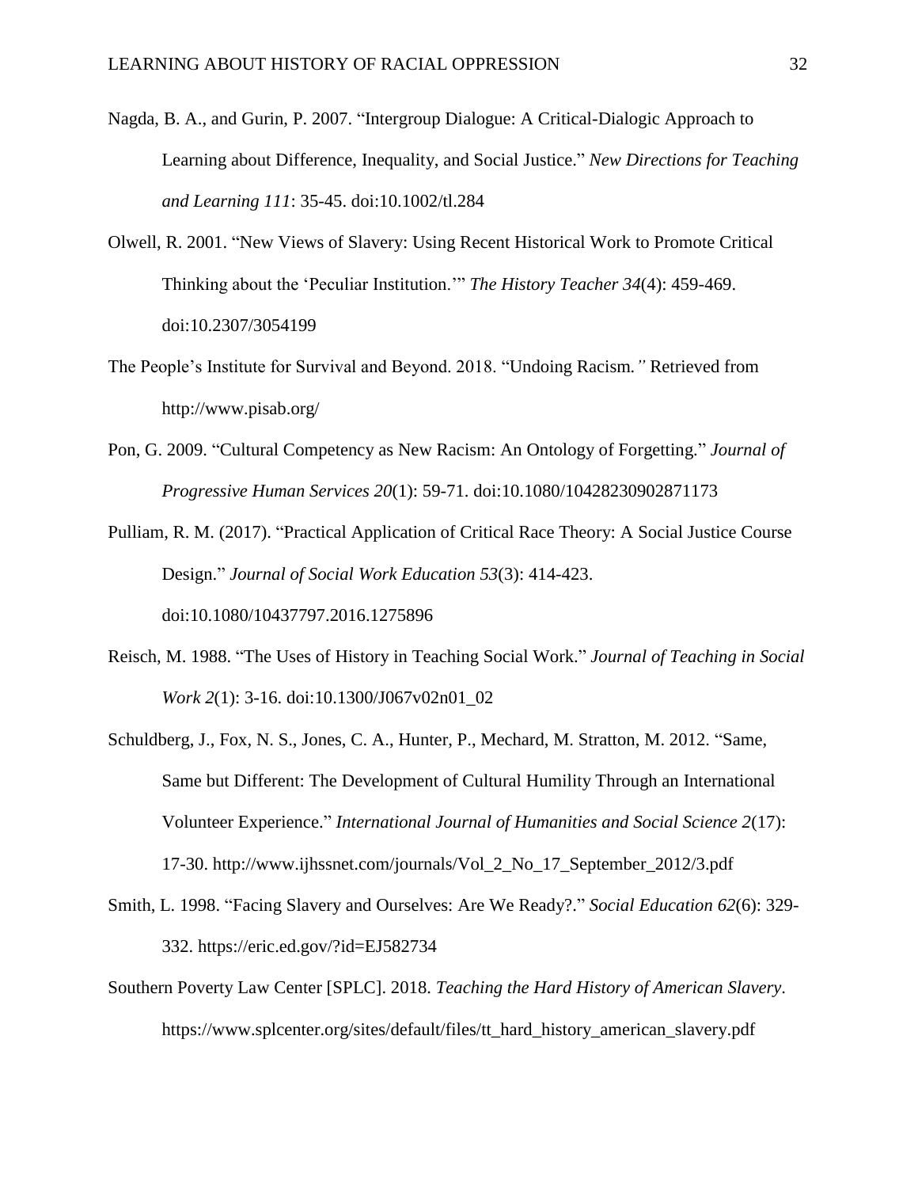Nagda, B. A., and Gurin, P. 2007. "Intergroup Dialogue: A Critical-Dialogic Approach to Learning about Difference, Inequality, and Social Justice." *New Directions for Teaching and Learning 111*: 35-45. doi:10.1002/tl.284

Olwell, R. 2001. "New Views of Slavery: Using Recent Historical Work to Promote Critical Thinking about the 'Peculiar Institution.'" *The History Teacher 34*(4): 459-469. doi:10.2307/3054199

The People's Institute for Survival and Beyond. 2018. "Undoing Racism*."* Retrieved from http://www.pisab.org/

Pon, G. 2009. "Cultural Competency as New Racism: An Ontology of Forgetting." *Journal of Progressive Human Services 20*(1): 59-71. doi:10.1080/10428230902871173

Pulliam, R. M. (2017). "Practical Application of Critical Race Theory: A Social Justice Course Design." *Journal of Social Work Education 53*(3): 414-423. doi:10.1080/10437797.2016.1275896

Reisch, M. 1988. "The Uses of History in Teaching Social Work." *Journal of Teaching in Social Work 2*(1): 3-16. doi:10.1300/J067v02n01_02

Schuldberg, J., Fox, N. S., Jones, C. A., Hunter, P., Mechard, M. Stratton, M. 2012. "Same, Same but Different: The Development of Cultural Humility Through an International Volunteer Experience." *International Journal of Humanities and Social Science 2*(17): 17-30. http://www.ijhssnet.com/journals/Vol_2_No_17_September_2012/3.pdf

Smith, L. 1998. "Facing Slavery and Ourselves: Are We Ready?." *Social Education 62*(6): 329-332. https://eric.ed.gov/?id=EJ582734

Southern Poverty Law Center [SPLC]. 2018. *Teaching the Hard History of American Slavery*. https://www.splcenter.org/sites/default/files/tt_hard_history_american_slavery.pdf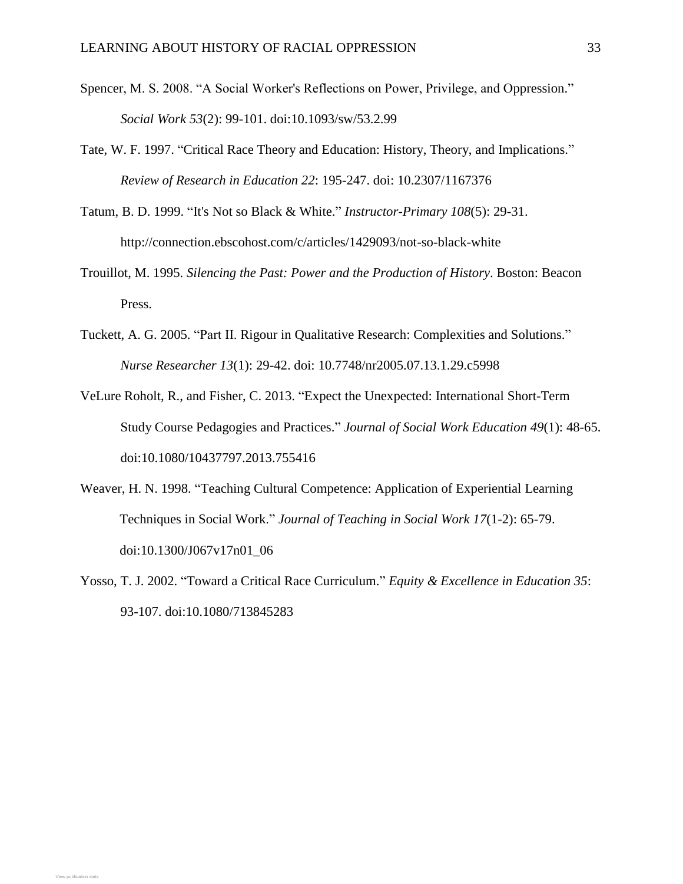Spencer, M. S. 2008. "A Social Worker's Reflections on Power, Privilege, and Oppression." *Social Work 53*(2): 99-101. doi:10.1093/sw/53.2.99

Tate, W. F. 1997. "Critical Race Theory and Education: History, Theory, and Implications." *Review of Research in Education 22*: 195-247. doi: 10.2307/1167376

Tatum, B. D. 1999. "It's Not so Black & White." *Instructor-Primary 108*(5): 29-31. http://connection.ebscohost.com/c/articles/1429093/not-so-black-white

Trouillot, M. 1995. *Silencing the Past: Power and the Production of History*. Boston: Beacon Press.

Tuckett, A. G. 2005. "Part II. Rigour in Qualitative Research: Complexities and Solutions." *Nurse Researcher 13*(1): 29-42. doi: 10.7748/nr2005.07.13.1.29.c5998

VeLure Roholt, R., and Fisher, C. 2013. "Expect the Unexpected: International Short-Term Study Course Pedagogies and Practices." *Journal of Social Work Education 49*(1): 48-65. doi:10.1080/10437797.2013.755416

Weaver, H. N. 1998. "Teaching Cultural Competence: Application of Experiential Learning Techniques in Social Work." *Journal of Teaching in Social Work 17*(1-2): 65-79. doi:10.1300/J067v17n01_06

Yosso, T. J. 2002. "Toward a Critical Race Curriculum." *Equity & Excellence in Education 35*: 93-107. doi:10.1080/713845283